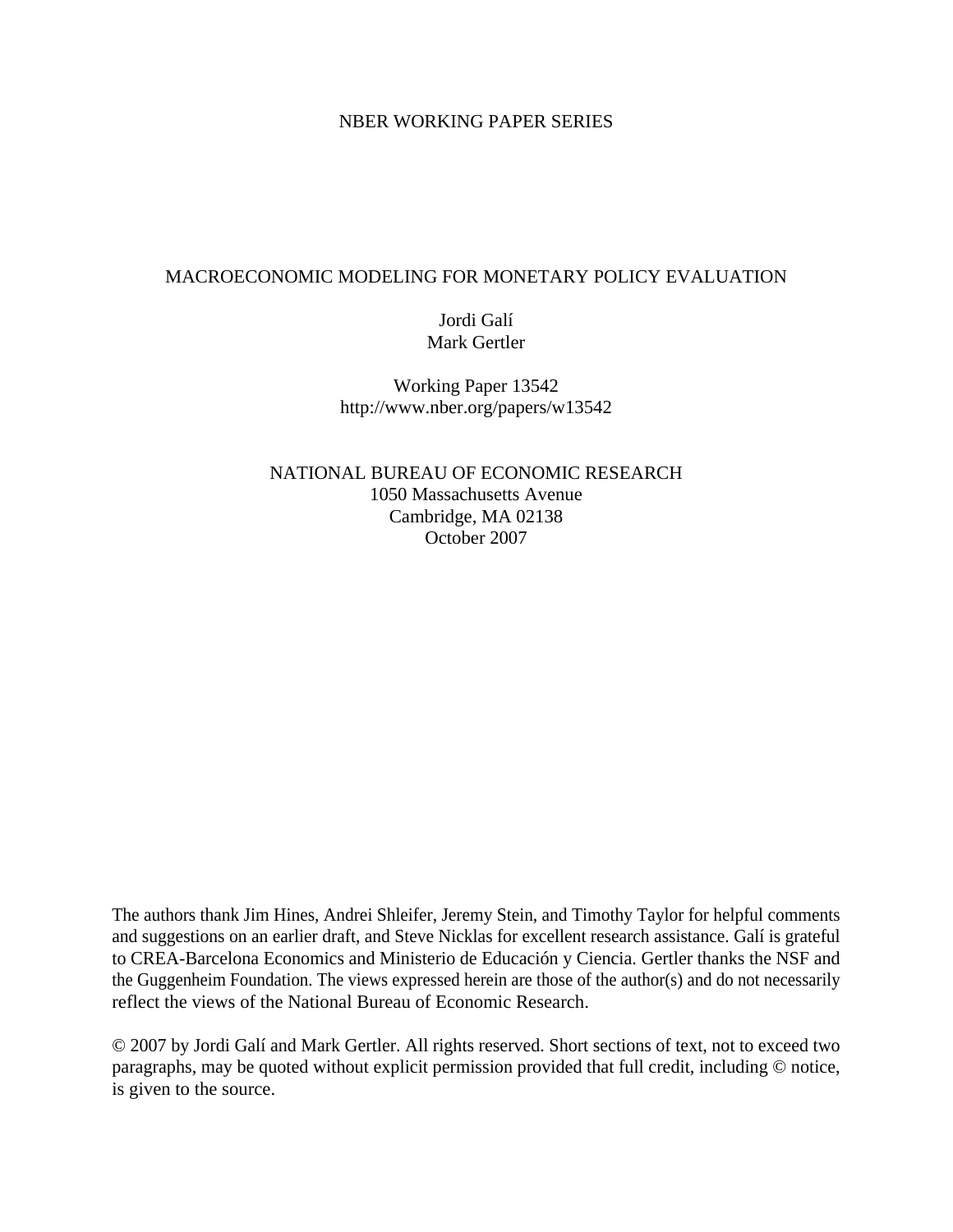NBER WORKING PAPER SERIES

# MACROECONOMIC MODELING FOR MONETARY POLICY EVALUATION

Jordi Galí
Mark Gertler

Working Paper 13542
http://www.nber.org/papers/w13542

NATIONAL BUREAU OF ECONOMIC RESEARCH
1050 Massachusetts Avenue
Cambridge, MA 02138
October 2007

The authors thank Jim Hines, Andrei Shleifer, Jeremy Stein, and Timothy Taylor for helpful comments and suggestions on an earlier draft, and Steve Nicklas for excellent research assistance. Galí is grateful to CREA-Barcelona Economics and Ministerio de Educación y Ciencia. Gertler thanks the NSF and the Guggenheim Foundation. The views expressed herein are those of the author(s) and do not necessarily reflect the views of the National Bureau of Economic Research.

© 2007 by Jordi Galí and Mark Gertler. All rights reserved. Short sections of text, not to exceed two paragraphs, may be quoted without explicit permission provided that full credit, including © notice, is given to the source.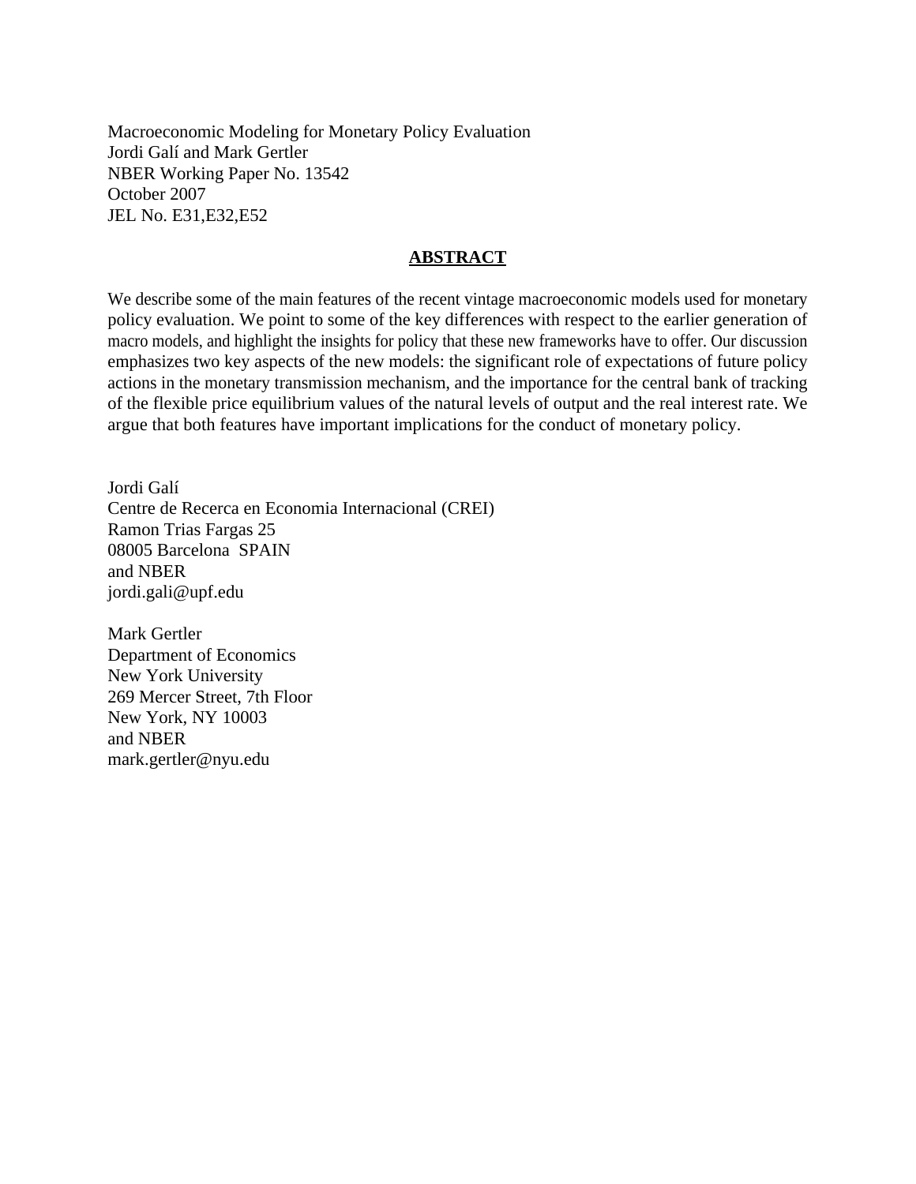Macroeconomic Modeling for Monetary Policy Evaluation
Jordi Galí and Mark Gertler
NBER Working Paper No. 13542
October 2007
JEL No. E31,E32,E52

## ABSTRACT

We describe some of the main features of the recent vintage macroeconomic models used for monetary policy evaluation. We point to some of the key differences with respect to the earlier generation of macro models, and highlight the insights for policy that these new frameworks have to offer. Our discussion emphasizes two key aspects of the new models: the significant role of expectations of future policy actions in the monetary transmission mechanism, and the importance for the central bank of tracking of the flexible price equilibrium values of the natural levels of output and the real interest rate. We argue that both features have important implications for the conduct of monetary policy.

Jordi Galí
Centre de Recerca en Economia Internacional (CREI)
Ramon Trias Fargas 25
08005 Barcelona SPAIN
and NBER
jordi.gali@upf.edu

Mark Gertler
Department of Economics
New York University
269 Mercer Street, 7th Floor
New York, NY 10003
and NBER
mark.gertler@nyu.edu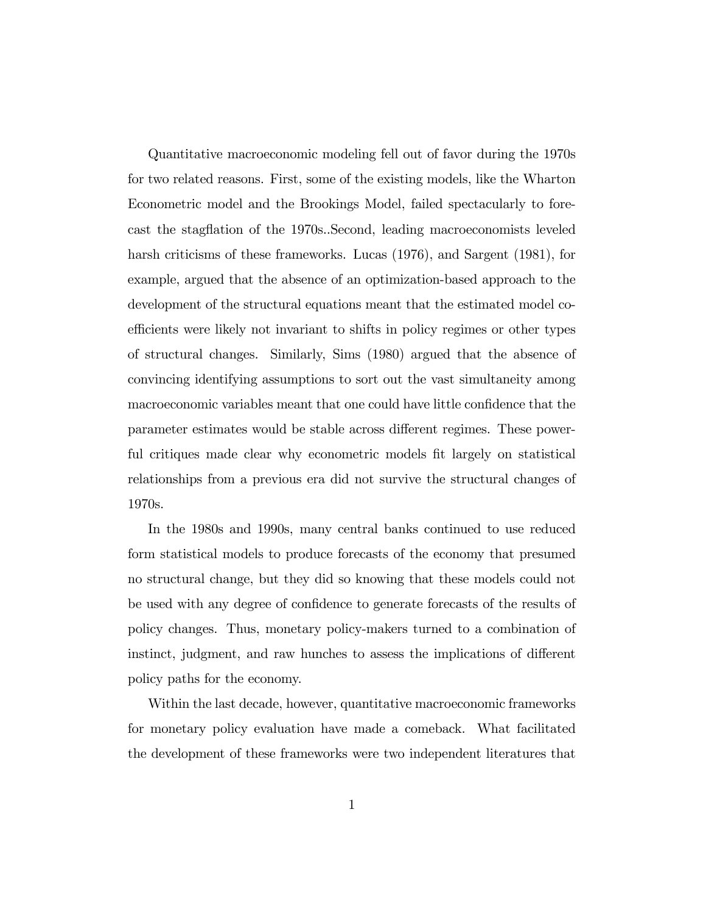Quantitative macroeconomic modeling fell out of favor during the 1970s for two related reasons. First, some of the existing models, like the Wharton Econometric model and the Brookings Model, failed spectacularly to forecast the stagflation of the 1970s..Second, leading macroeconomists leveled harsh criticisms of these frameworks. Lucas (1976), and Sargent (1981), for example, argued that the absence of an optimization-based approach to the development of the structural equations meant that the estimated model coefficients were likely not invariant to shifts in policy regimes or other types of structural changes. Similarly, Sims (1980) argued that the absence of convincing identifying assumptions to sort out the vast simultaneity among macroeconomic variables meant that one could have little confidence that the parameter estimates would be stable across different regimes. These powerful critiques made clear why econometric models fit largely on statistical relationships from a previous era did not survive the structural changes of 1970s.

In the 1980s and 1990s, many central banks continued to use reduced form statistical models to produce forecasts of the economy that presumed no structural change, but they did so knowing that these models could not be used with any degree of confidence to generate forecasts of the results of policy changes. Thus, monetary policy-makers turned to a combination of instinct, judgment, and raw hunches to assess the implications of different policy paths for the economy.

Within the last decade, however, quantitative macroeconomic frameworks for monetary policy evaluation have made a comeback. What facilitated the development of these frameworks were two independent literatures that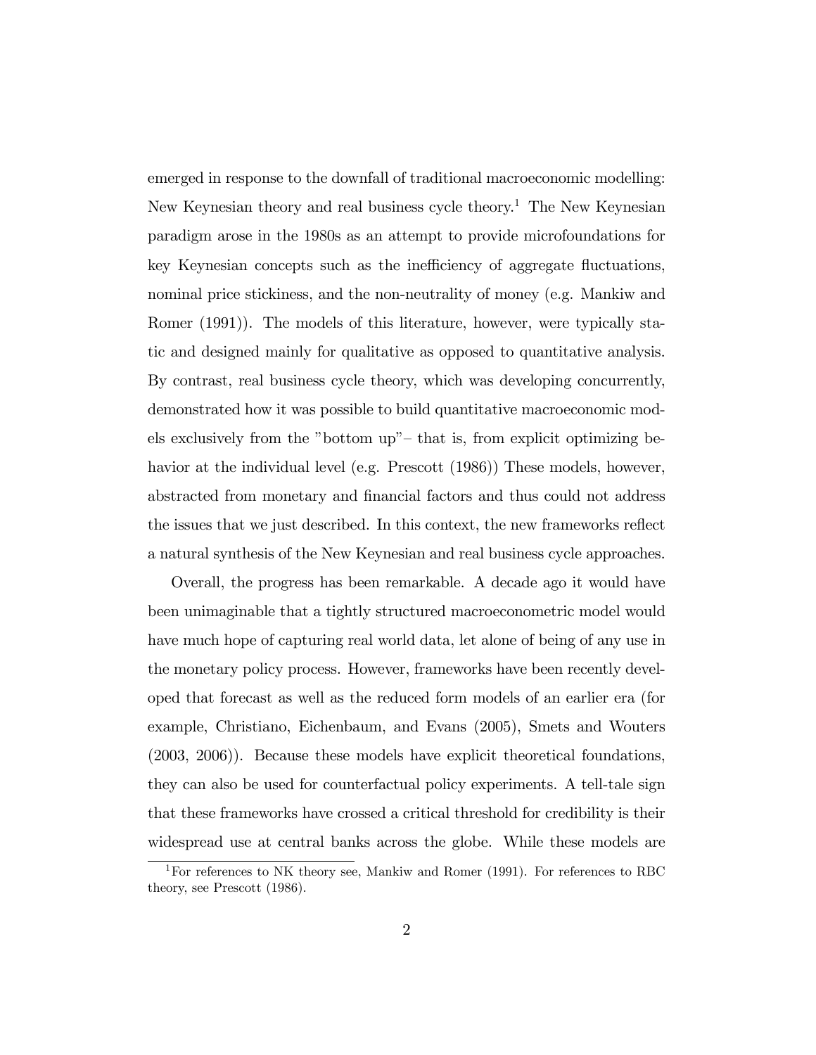emerged in response to the downfall of traditional macroeconomic modelling: New Keynesian theory and real business cycle theory.[1] The New Keynesian paradigm arose in the 1980s as an attempt to provide microfoundations for key Keynesian concepts such as the inefficiency of aggregate fluctuations, nominal price stickiness, and the non-neutrality of money (e.g. Mankiw and Romer (1991)). The models of this literature, however, were typically static and designed mainly for qualitative as opposed to quantitative analysis. By contrast, real business cycle theory, which was developing concurrently, demonstrated how it was possible to build quantitative macroeconomic models exclusively from the "bottom up"– that is, from explicit optimizing behavior at the individual level (e.g. Prescott (1986)) These models, however, abstracted from monetary and financial factors and thus could not address the issues that we just described. In this context, the new frameworks reflect a natural synthesis of the New Keynesian and real business cycle approaches.

Overall, the progress has been remarkable. A decade ago it would have been unimaginable that a tightly structured macroeconometric model would have much hope of capturing real world data, let alone of being of any use in the monetary policy process. However, frameworks have been recently developed that forecast as well as the reduced form models of an earlier era (for example, Christiano, Eichenbaum, and Evans (2005), Smets and Wouters (2003, 2006)). Because these models have explicit theoretical foundations, they can also be used for counterfactual policy experiments. A tell-tale sign that these frameworks have crossed a critical threshold for credibility is their widespread use at central banks across the globe. While these models are

[1] For references to NK theory see, Mankiw and Romer (1991). For references to RBC theory, see Prescott (1986).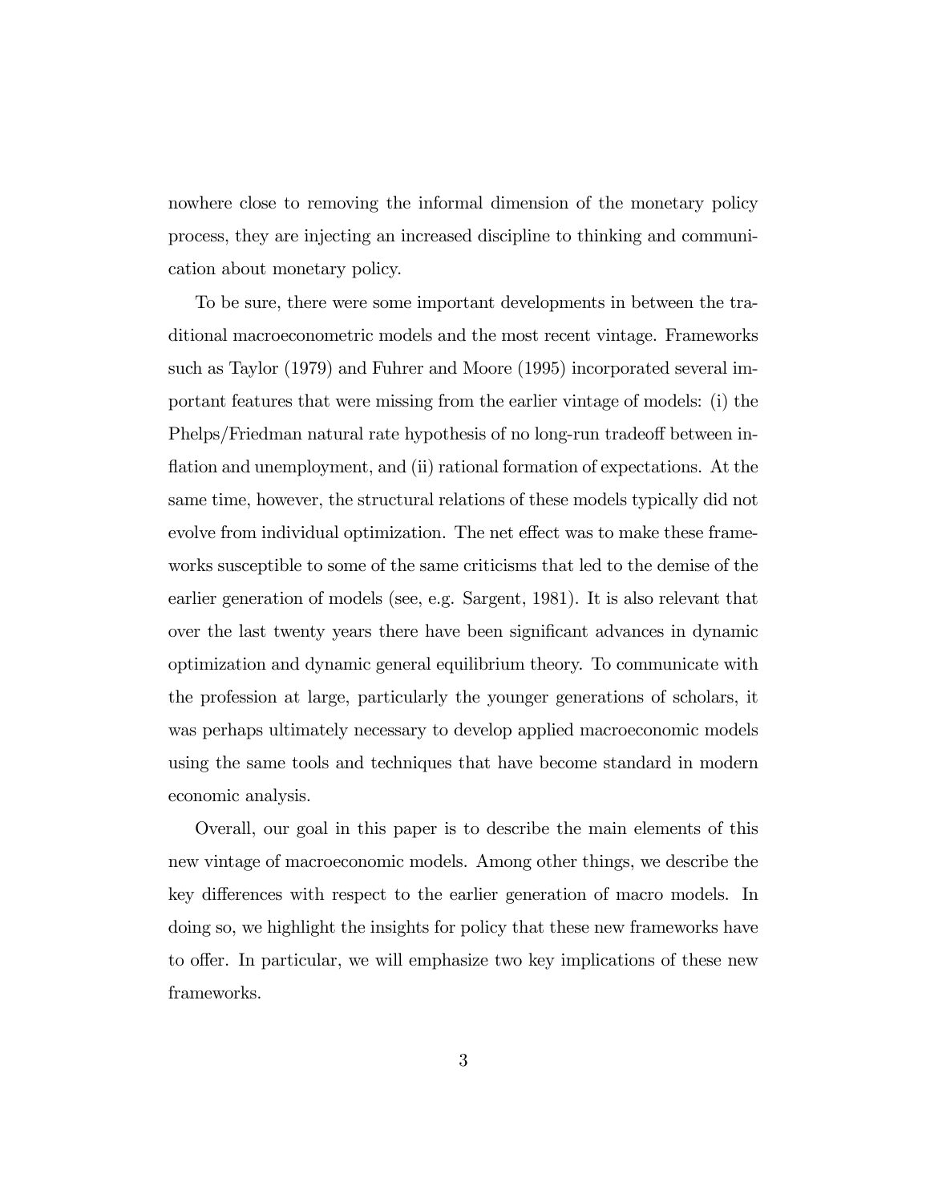nowhere close to removing the informal dimension of the monetary policy process, they are injecting an increased discipline to thinking and communication about monetary policy.

To be sure, there were some important developments in between the traditional macroeconometric models and the most recent vintage. Frameworks such as Taylor (1979) and Fuhrer and Moore (1995) incorporated several important features that were missing from the earlier vintage of models: (i) the Phelps/Friedman natural rate hypothesis of no long-run tradeoff between inflation and unemployment, and (ii) rational formation of expectations. At the same time, however, the structural relations of these models typically did not evolve from individual optimization. The net effect was to make these frameworks susceptible to some of the same criticisms that led to the demise of the earlier generation of models (see, e.g. Sargent, 1981). It is also relevant that over the last twenty years there have been significant advances in dynamic optimization and dynamic general equilibrium theory. To communicate with the profession at large, particularly the younger generations of scholars, it was perhaps ultimately necessary to develop applied macroeconomic models using the same tools and techniques that have become standard in modern economic analysis.

Overall, our goal in this paper is to describe the main elements of this new vintage of macroeconomic models. Among other things, we describe the key differences with respect to the earlier generation of macro models. In doing so, we highlight the insights for policy that these new frameworks have to offer. In particular, we will emphasize two key implications of these new frameworks.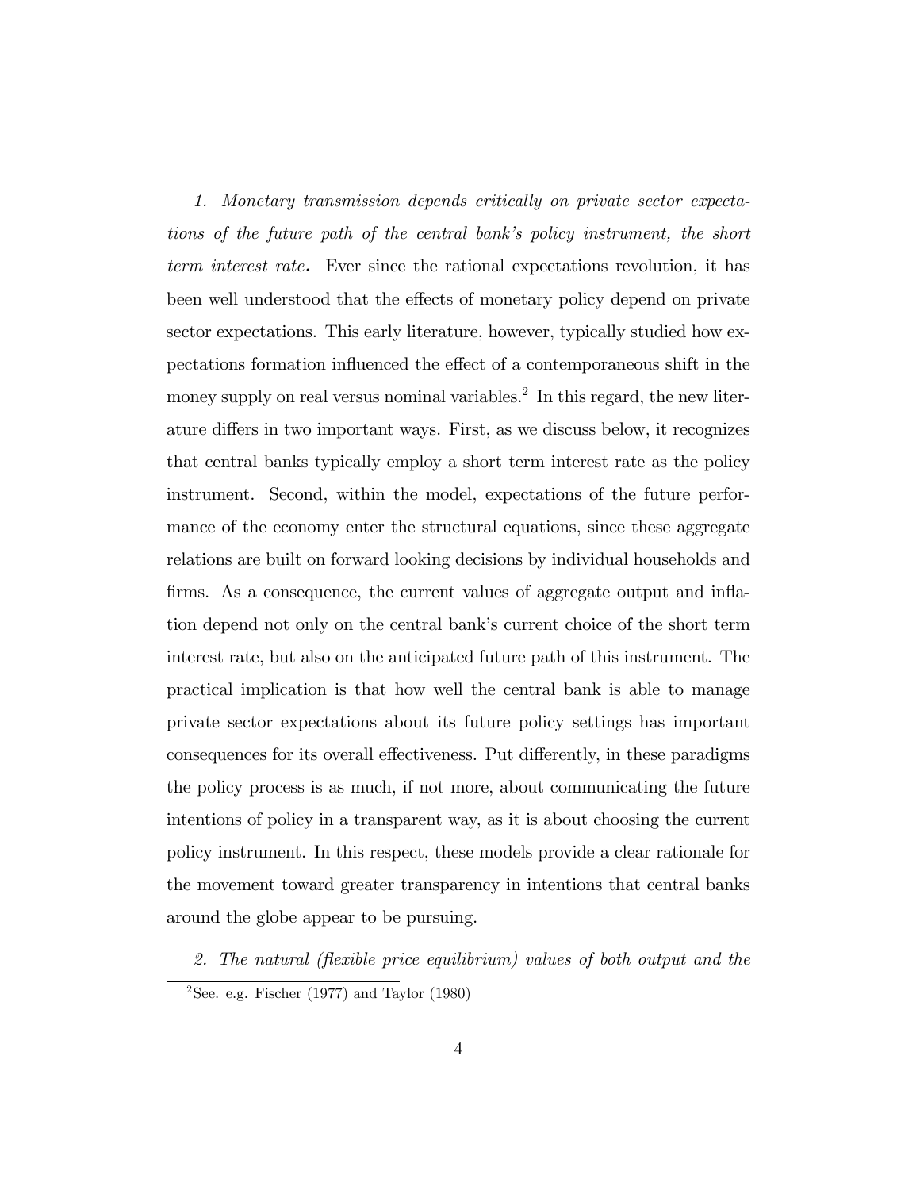*1. Monetary transmission depends critically on private sector expectations of the future path of the central bank's policy instrument, the short term interest rate*. Ever since the rational expectations revolution, it has been well understood that the effects of monetary policy depend on private sector expectations. This early literature, however, typically studied how expectations formation influenced the effect of a contemporaneous shift in the money supply on real versus nominal variables.[2] In this regard, the new literature differs in two important ways. First, as we discuss below, it recognizes that central banks typically employ a short term interest rate as the policy instrument. Second, within the model, expectations of the future performance of the economy enter the structural equations, since these aggregate relations are built on forward looking decisions by individual households and firms. As a consequence, the current values of aggregate output and inflation depend not only on the central bank's current choice of the short term interest rate, but also on the anticipated future path of this instrument. The practical implication is that how well the central bank is able to manage private sector expectations about its future policy settings has important consequences for its overall effectiveness. Put differently, in these paradigms the policy process is as much, if not more, about communicating the future intentions of policy in a transparent way, as it is about choosing the current policy instrument. In this respect, these models provide a clear rationale for the movement toward greater transparency in intentions that central banks around the globe appear to be pursuing.

*2. The natural (flexible price equilibrium) values of both output and the*

[2] See. e.g. Fischer (1977) and Taylor (1980)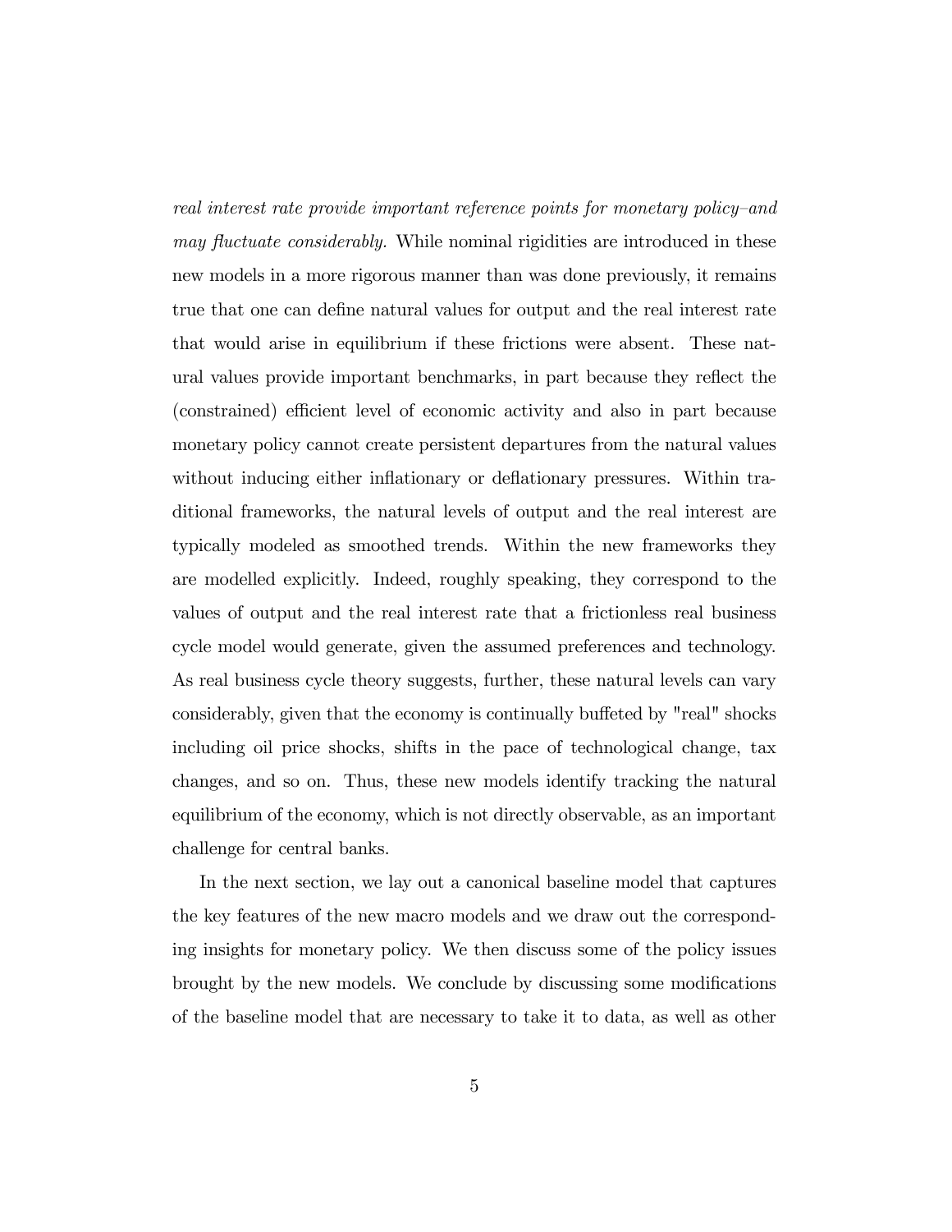*real interest rate provide important reference points for monetary policy–and may fluctuate considerably.* While nominal rigidities are introduced in these new models in a more rigorous manner than was done previously, it remains true that one can define natural values for output and the real interest rate that would arise in equilibrium if these frictions were absent. These natural values provide important benchmarks, in part because they reflect the (constrained) efficient level of economic activity and also in part because monetary policy cannot create persistent departures from the natural values without inducing either inflationary or deflationary pressures. Within traditional frameworks, the natural levels of output and the real interest are typically modeled as smoothed trends. Within the new frameworks they are modelled explicitly. Indeed, roughly speaking, they correspond to the values of output and the real interest rate that a frictionless real business cycle model would generate, given the assumed preferences and technology. As real business cycle theory suggests, further, these natural levels can vary considerably, given that the economy is continually buffeted by "real" shocks including oil price shocks, shifts in the pace of technological change, tax changes, and so on. Thus, these new models identify tracking the natural equilibrium of the economy, which is not directly observable, as an important challenge for central banks.

In the next section, we lay out a canonical baseline model that captures the key features of the new macro models and we draw out the corresponding insights for monetary policy. We then discuss some of the policy issues brought by the new models. We conclude by discussing some modifications of the baseline model that are necessary to take it to data, as well as other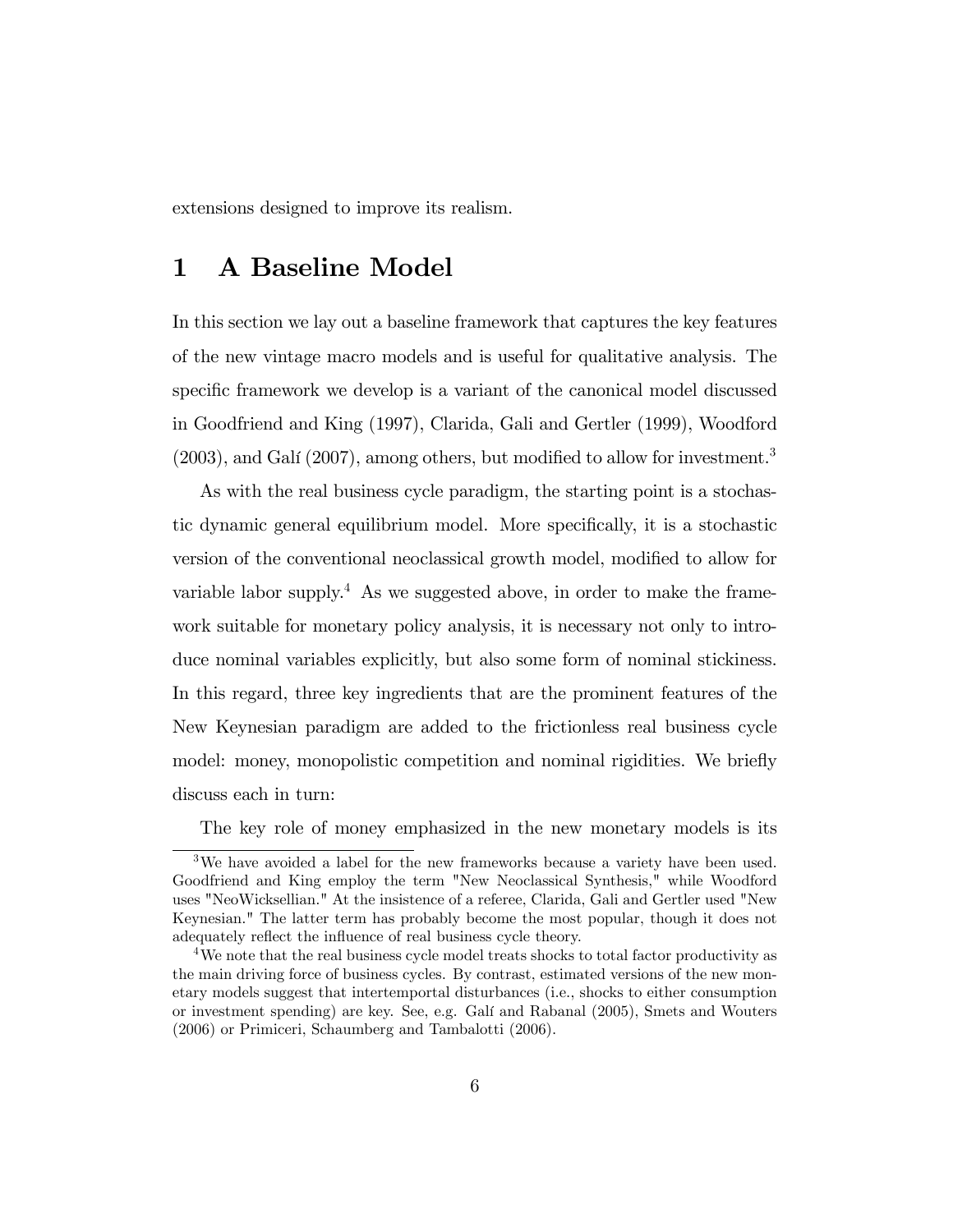extensions designed to improve its realism.

# 1 A Baseline Model

In this section we lay out a baseline framework that captures the key features of the new vintage macro models and is useful for qualitative analysis. The specific framework we develop is a variant of the canonical model discussed in Goodfriend and King (1997), Clarida, Gali and Gertler (1999), Woodford (2003), and Galí (2007), among others, but modified to allow for investment.[3]

As with the real business cycle paradigm, the starting point is a stochastic dynamic general equilibrium model. More specifically, it is a stochastic version of the conventional neoclassical growth model, modified to allow for variable labor supply.[4] As we suggested above, in order to make the framework suitable for monetary policy analysis, it is necessary not only to introduce nominal variables explicitly, but also some form of nominal stickiness. In this regard, three key ingredients that are the prominent features of the New Keynesian paradigm are added to the frictionless real business cycle model: money, monopolistic competition and nominal rigidities. We briefly discuss each in turn:

The key role of money emphasized in the new monetary models is its

---

[3] We have avoided a label for the new frameworks because a variety have been used. Goodfriend and King employ the term "New Neoclassical Synthesis," while Woodford uses "NeoWicksellian." At the insistence of a referee, Clarida, Gali and Gertler used "New Keynesian." The latter term has probably become the most popular, though it does not adequately reflect the influence of real business cycle theory.

[4] We note that the real business cycle model treats shocks to total factor productivity as the main driving force of business cycles. By contrast, estimated versions of the new monetary models suggest that intertemporal disturbances (i.e., shocks to either consumption or investment spending) are key. See, e.g. Galí and Rabanal (2005), Smets and Wouters (2006) or Primiceri, Schaumberg and Tambalotti (2006).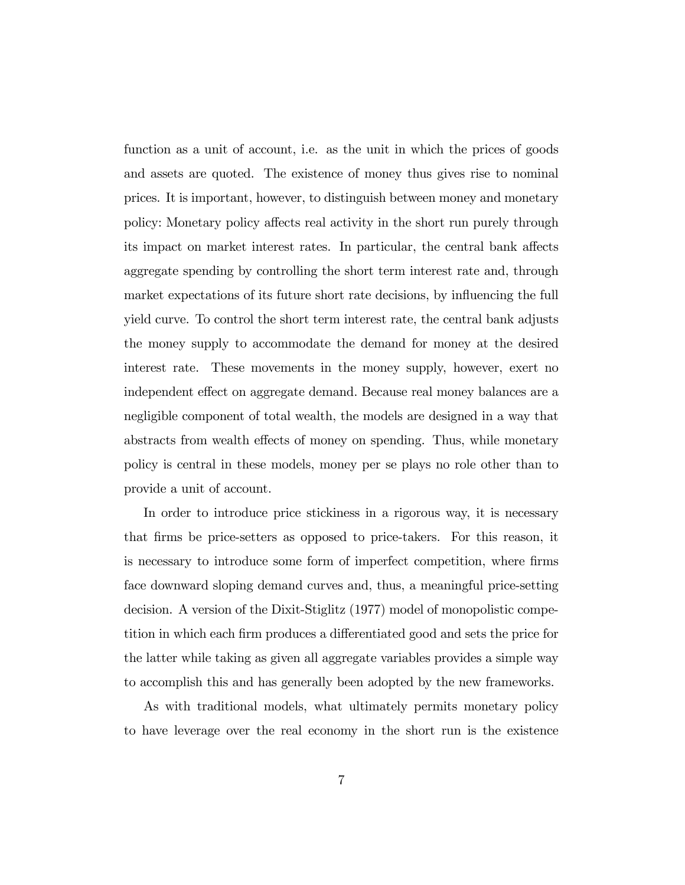function as a unit of account, i.e. as the unit in which the prices of goods and assets are quoted. The existence of money thus gives rise to nominal prices. It is important, however, to distinguish between money and monetary policy: Monetary policy affects real activity in the short run purely through its impact on market interest rates. In particular, the central bank affects aggregate spending by controlling the short term interest rate and, through market expectations of its future short rate decisions, by influencing the full yield curve. To control the short term interest rate, the central bank adjusts the money supply to accommodate the demand for money at the desired interest rate. These movements in the money supply, however, exert no independent effect on aggregate demand. Because real money balances are a negligible component of total wealth, the models are designed in a way that abstracts from wealth effects of money on spending. Thus, while monetary policy is central in these models, money per se plays no role other than to provide a unit of account.

In order to introduce price stickiness in a rigorous way, it is necessary that firms be price-setters as opposed to price-takers. For this reason, it is necessary to introduce some form of imperfect competition, where firms face downward sloping demand curves and, thus, a meaningful price-setting decision. A version of the Dixit-Stiglitz (1977) model of monopolistic competition in which each firm produces a differentiated good and sets the price for the latter while taking as given all aggregate variables provides a simple way to accomplish this and has generally been adopted by the new frameworks.

As with traditional models, what ultimately permits monetary policy to have leverage over the real economy in the short run is the existence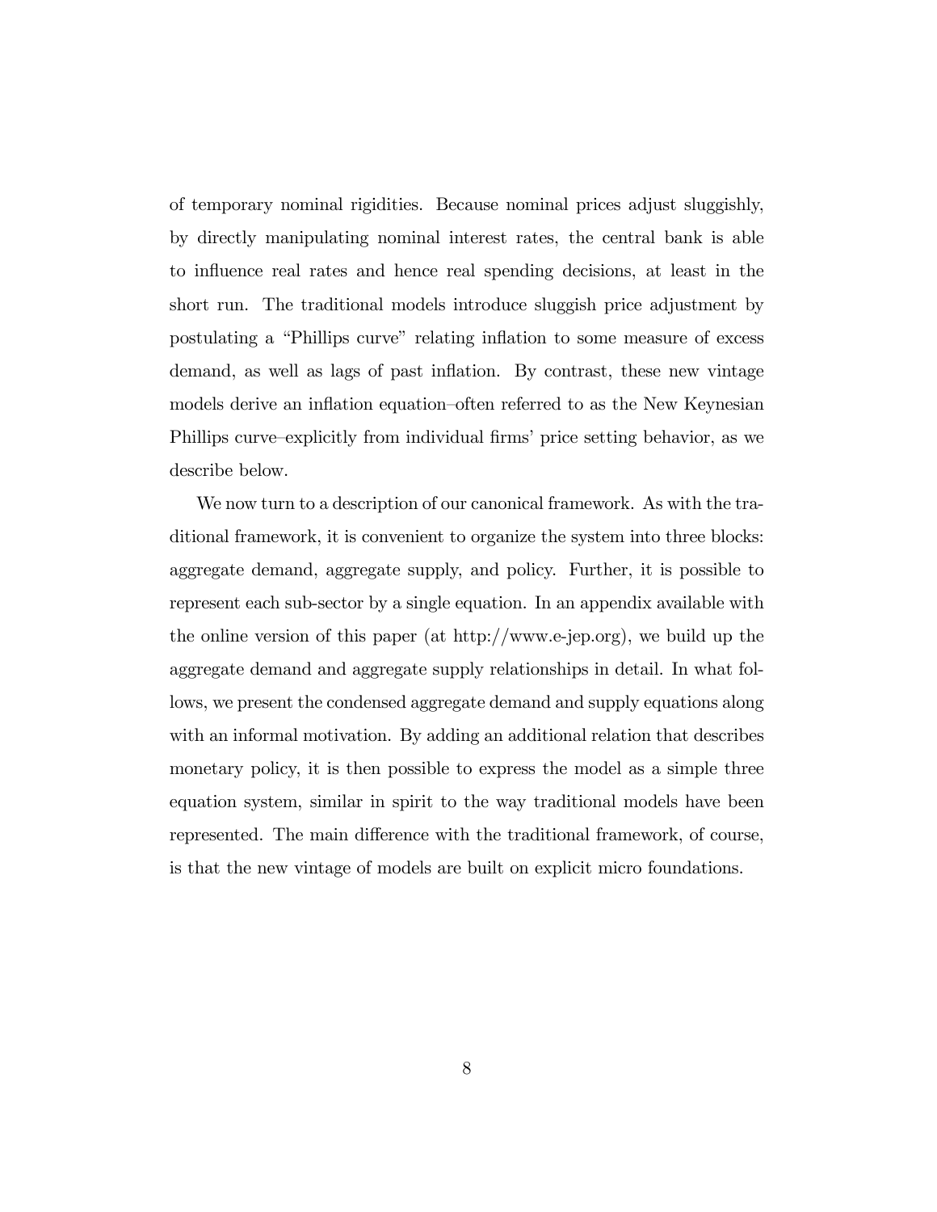of temporary nominal rigidities. Because nominal prices adjust sluggishly, by directly manipulating nominal interest rates, the central bank is able to influence real rates and hence real spending decisions, at least in the short run. The traditional models introduce sluggish price adjustment by postulating a "Phillips curve" relating inflation to some measure of excess demand, as well as lags of past inflation. By contrast, these new vintage models derive an inflation equation–often referred to as the New Keynesian Phillips curve–explicitly from individual firms' price setting behavior, as we describe below.

We now turn to a description of our canonical framework. As with the traditional framework, it is convenient to organize the system into three blocks: aggregate demand, aggregate supply, and policy. Further, it is possible to represent each sub-sector by a single equation. In an appendix available with the online version of this paper (at http://www.e-jep.org), we build up the aggregate demand and aggregate supply relationships in detail. In what follows, we present the condensed aggregate demand and supply equations along with an informal motivation. By adding an additional relation that describes monetary policy, it is then possible to express the model as a simple three equation system, similar in spirit to the way traditional models have been represented. The main difference with the traditional framework, of course, is that the new vintage of models are built on explicit micro foundations.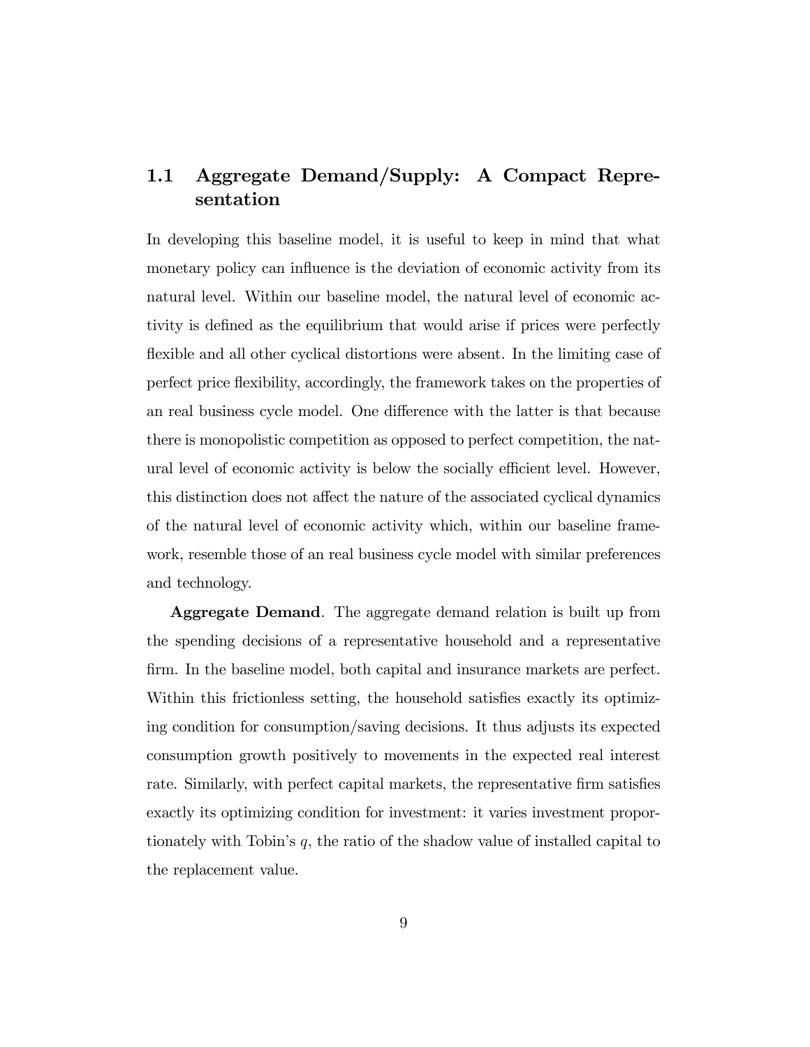## 1.1 Aggregate Demand/Supply: A Compact Representation

In developing this baseline model, it is useful to keep in mind that what monetary policy can influence is the deviation of economic activity from its natural level. Within our baseline model, the natural level of economic activity is defined as the equilibrium that would arise if prices were perfectly flexible and all other cyclical distortions were absent. In the limiting case of perfect price flexibility, accordingly, the framework takes on the properties of an real business cycle model. One difference with the latter is that because there is monopolistic competition as opposed to perfect competition, the natural level of economic activity is below the socially efficient level. However, this distinction does not affect the nature of the associated cyclical dynamics of the natural level of economic activity which, within our baseline framework, resemble those of an real business cycle model with similar preferences and technology.

**Aggregate Demand**. The aggregate demand relation is built up from the spending decisions of a representative household and a representative firm. In the baseline model, both capital and insurance markets are perfect. Within this frictionless setting, the household satisfies exactly its optimizing condition for consumption/saving decisions. It thus adjusts its expected consumption growth positively to movements in the expected real interest rate. Similarly, with perfect capital markets, the representative firm satisfies exactly its optimizing condition for investment: it varies investment proportionately with Tobin's $q$, the ratio of the shadow value of installed capital to the replacement value.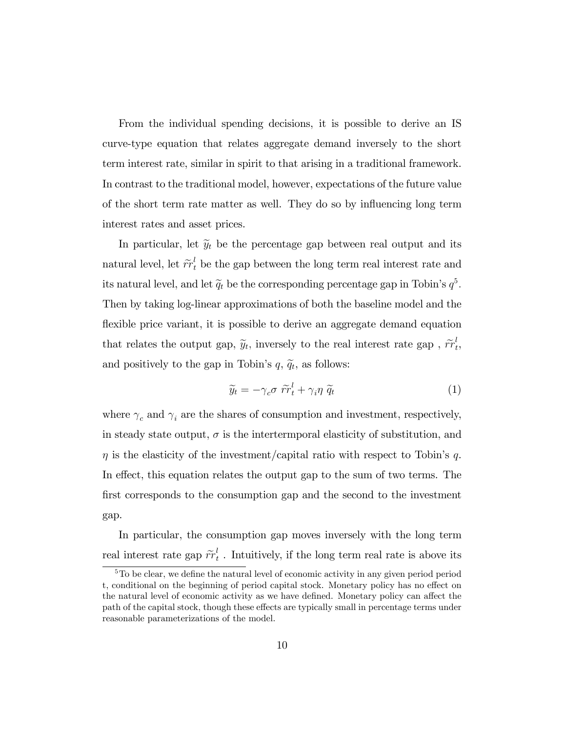From the individual spending decisions, it is possible to derive an IS curve-type equation that relates aggregate demand inversely to the short term interest rate, similar in spirit to that arising in a traditional framework. In contrast to the traditional model, however, expectations of the future value of the short term rate matter as well. They do so by influencing long term interest rates and asset prices.

In particular, let $\widetilde{y}_t$ be the percentage gap between real output and its natural level, let $\widetilde{rr}_t^l$ be the gap between the long term real interest rate and its natural level, and let $\widetilde{q}_t$ be the corresponding percentage gap in Tobin's $q$[5]. Then by taking log-linear approximations of both the baseline model and the flexible price variant, it is possible to derive an aggregate demand equation that relates the output gap, $\widetilde{y}_t$, inversely to the real interest rate gap , $\widetilde{rr}_t^l$, and positively to the gap in Tobin's $q$, $\widetilde{q}_t$, as follows:

$$\widetilde{y}_t = -\gamma_c \sigma \ \widetilde{rr}_t^l + \gamma_i \eta \ \widetilde{q}_t \tag{1}$$

where $\gamma_c$ and $\gamma_i$ are the shares of consumption and investment, respectively, in steady state output, $\sigma$ is the intertermporal elasticity of substitution, and $\eta$ is the elasticity of the investment/capital ratio with respect to Tobin's $q$. In effect, this equation relates the output gap to the sum of two terms. The first corresponds to the consumption gap and the second to the investment gap.

In particular, the consumption gap moves inversely with the long term real interest rate gap $\widetilde{rr}_t^l$ . Intuitively, if the long term real rate is above its

[5] To be clear, we define the natural level of economic activity in any given period period t, conditional on the beginning of period capital stock. Monetary policy has no effect on the natural level of economic activity as we have defined. Monetary policy can affect the path of the capital stock, though these effects are typically small in percentage terms under reasonable parameterizations of the model.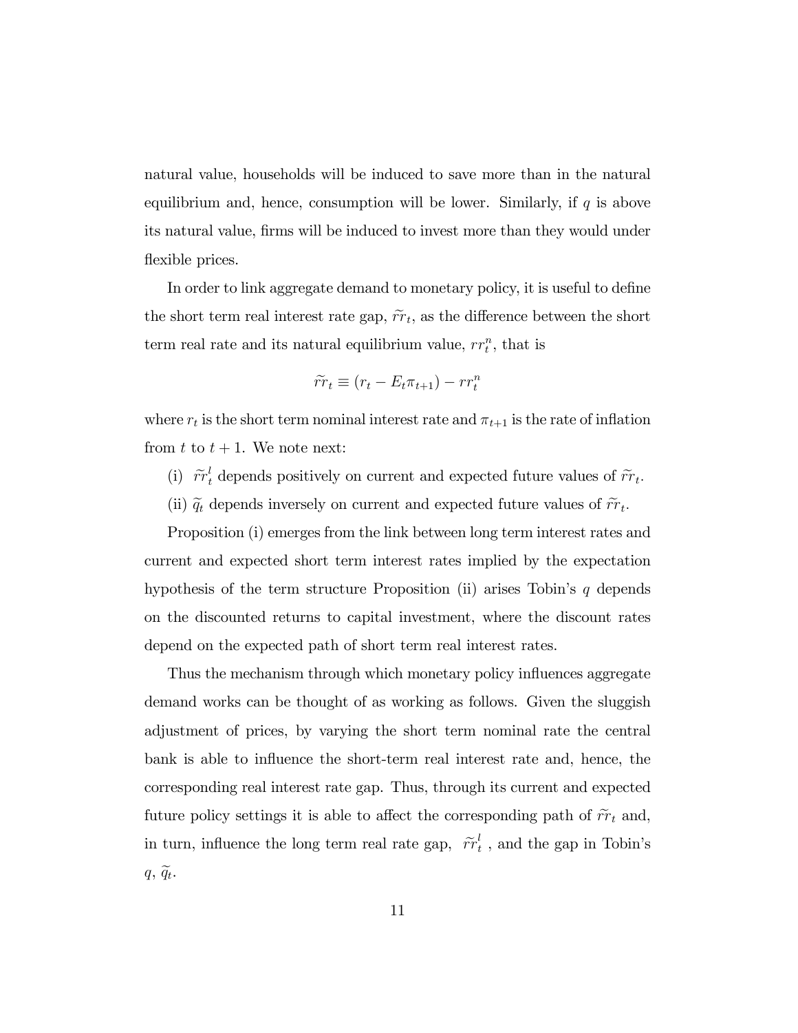natural value, households will be induced to save more than in the natural equilibrium and, hence, consumption will be lower. Similarly, if $q$ is above its natural value, firms will be induced to invest more than they would under flexible prices.

In order to link aggregate demand to monetary policy, it is useful to define the short term real interest rate gap, $\widetilde{rr}_t$, as the difference between the short term real rate and its natural equilibrium value, $rr_t^n$, that is

$$\widetilde{rr}_t \equiv (r_t - E_t \pi_{t+1}) - rr_t^n$$

where $r_t$ is the short term nominal interest rate and $\pi_{t+1}$ is the rate of inflation from $t$ to $t+1$. We note next:

(i) $\widetilde{rr}_t^l$ depends positively on current and expected future values of $\widetilde{rr}_t$.

(ii) $\widetilde{q}_t$ depends inversely on current and expected future values of $\widetilde{rr}_t$.

Proposition (i) emerges from the link between long term interest rates and current and expected short term interest rates implied by the expectation hypothesis of the term structure Proposition (ii) arises Tobin's $q$ depends on the discounted returns to capital investment, where the discount rates depend on the expected path of short term real interest rates.

Thus the mechanism through which monetary policy influences aggregate demand works can be thought of as working as follows. Given the sluggish adjustment of prices, by varying the short term nominal rate the central bank is able to influence the short-term real interest rate and, hence, the corresponding real interest rate gap. Thus, through its current and expected future policy settings it is able to affect the corresponding path of $\widetilde{rr}_t$ and, in turn, influence the long term real rate gap, $\widetilde{rr}_t^l$, and the gap in Tobin's $q$, $\widetilde{q}_t$.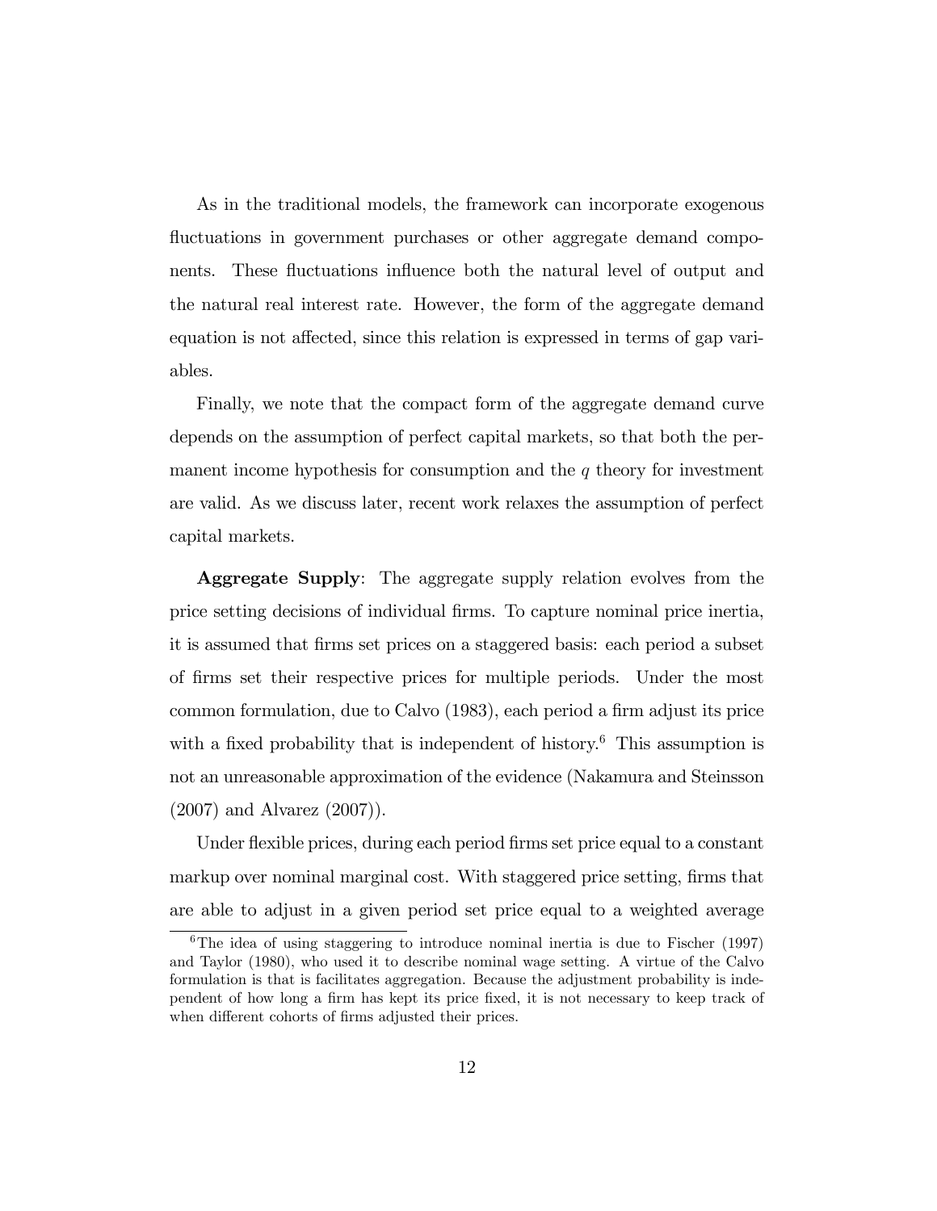As in the traditional models, the framework can incorporate exogenous fluctuations in government purchases or other aggregate demand components. These fluctuations influence both the natural level of output and the natural real interest rate. However, the form of the aggregate demand equation is not affected, since this relation is expressed in terms of gap variables.

Finally, we note that the compact form of the aggregate demand curve depends on the assumption of perfect capital markets, so that both the permanent income hypothesis for consumption and the $q$ theory for investment are valid. As we discuss later, recent work relaxes the assumption of perfect capital markets.

**Aggregate Supply**: The aggregate supply relation evolves from the price setting decisions of individual firms. To capture nominal price inertia, it is assumed that firms set prices on a staggered basis: each period a subset of firms set their respective prices for multiple periods. Under the most common formulation, due to Calvo (1983), each period a firm adjust its price with a fixed probability that is independent of history.[6] This assumption is not an unreasonable approximation of the evidence (Nakamura and Steinsson (2007) and Alvarez (2007)).

Under flexible prices, during each period firms set price equal to a constant markup over nominal marginal cost. With staggered price setting, firms that are able to adjust in a given period set price equal to a weighted average

[6] The idea of using staggering to introduce nominal inertia is due to Fischer (1997) and Taylor (1980), who used it to describe nominal wage setting. A virtue of the Calvo formulation is that is facilitates aggregation. Because the adjustment probability is independent of how long a firm has kept its price fixed, it is not necessary to keep track of when different cohorts of firms adjusted their prices.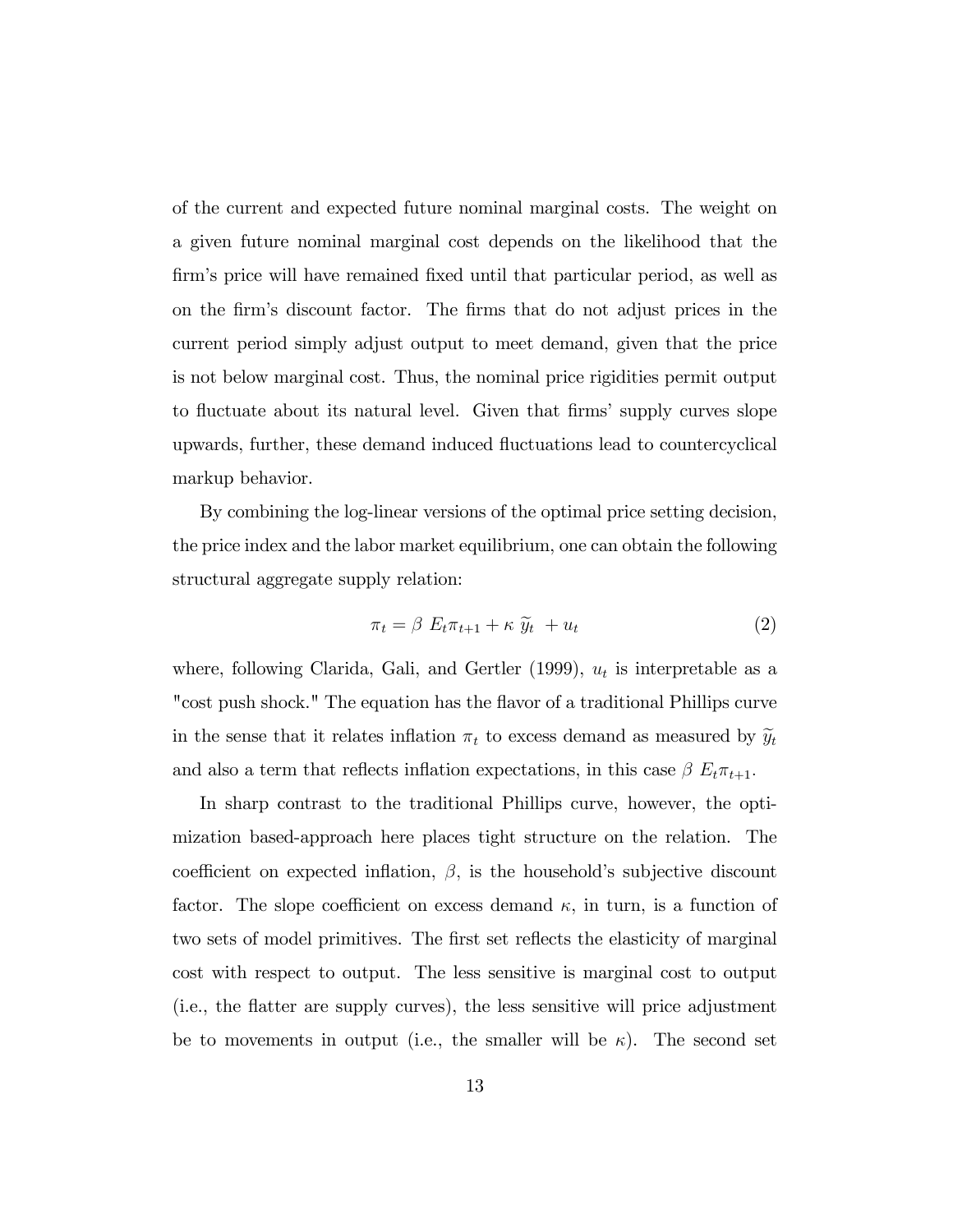of the current and expected future nominal marginal costs. The weight on a given future nominal marginal cost depends on the likelihood that the firm's price will have remained fixed until that particular period, as well as on the firm's discount factor. The firms that do not adjust prices in the current period simply adjust output to meet demand, given that the price is not below marginal cost. Thus, the nominal price rigidities permit output to fluctuate about its natural level. Given that firms' supply curves slope upwards, further, these demand induced fluctuations lead to countercyclical markup behavior.

By combining the log-linear versions of the optimal price setting decision, the price index and the labor market equilibrium, one can obtain the following structural aggregate supply relation:

$$\pi_t = \beta \; E_t \pi_{t+1} + \kappa \; \widetilde{y}_t \; + u_t \tag{2}$$

where, following Clarida, Gali, and Gertler (1999), $u_t$ is interpretable as a "cost push shock." The equation has the flavor of a traditional Phillips curve in the sense that it relates inflation $\pi_t$ to excess demand as measured by $\widetilde{y}_t$ and also a term that reflects inflation expectations, in this case $\beta \; E_t \pi_{t+1}$.

In sharp contrast to the traditional Phillips curve, however, the optimization based-approach here places tight structure on the relation. The coefficient on expected inflation, $\beta$, is the household's subjective discount factor. The slope coefficient on excess demand $\kappa$, in turn, is a function of two sets of model primitives. The first set reflects the elasticity of marginal cost with respect to output. The less sensitive is marginal cost to output (i.e., the flatter are supply curves), the less sensitive will price adjustment be to movements in output (i.e., the smaller will be $\kappa$). The second set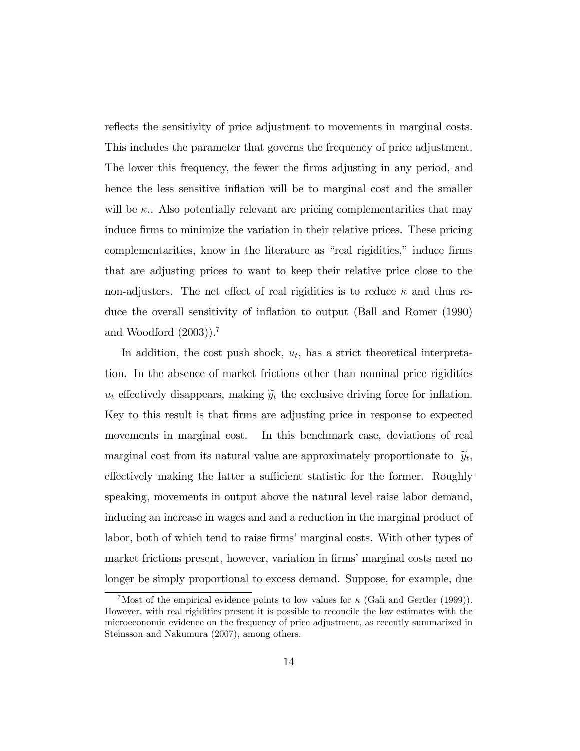reflects the sensitivity of price adjustment to movements in marginal costs. This includes the parameter that governs the frequency of price adjustment. The lower this frequency, the fewer the firms adjusting in any period, and hence the less sensitive inflation will be to marginal cost and the smaller will be $\kappa$.. Also potentially relevant are pricing complementarities that may induce firms to minimize the variation in their relative prices. These pricing complementarities, know in the literature as "real rigidities," induce firms that are adjusting prices to want to keep their relative price close to the non-adjusters. The net effect of real rigidities is to reduce $\kappa$ and thus reduce the overall sensitivity of inflation to output (Ball and Romer (1990) and Woodford (2003)).[7]

In addition, the cost push shock, $u_t$, has a strict theoretical interpretation. In the absence of market frictions other than nominal price rigidities $u_t$ effectively disappears, making $\widetilde{y}_t$ the exclusive driving force for inflation. Key to this result is that firms are adjusting price in response to expected movements in marginal cost. In this benchmark case, deviations of real marginal cost from its natural value are approximately proportionate to $\widetilde{y}_t$, effectively making the latter a sufficient statistic for the former. Roughly speaking, movements in output above the natural level raise labor demand, inducing an increase in wages and and a reduction in the marginal product of labor, both of which tend to raise firms' marginal costs. With other types of market frictions present, however, variation in firms' marginal costs need no longer be simply proportional to excess demand. Suppose, for example, due

[7] Most of the empirical evidence points to low values for $\kappa$ (Gali and Gertler (1999)). However, with real rigidities present it is possible to reconcile the low estimates with the microeconomic evidence on the frequency of price adjustment, as recently summarized in Steinsson and Nakumura (2007), among others.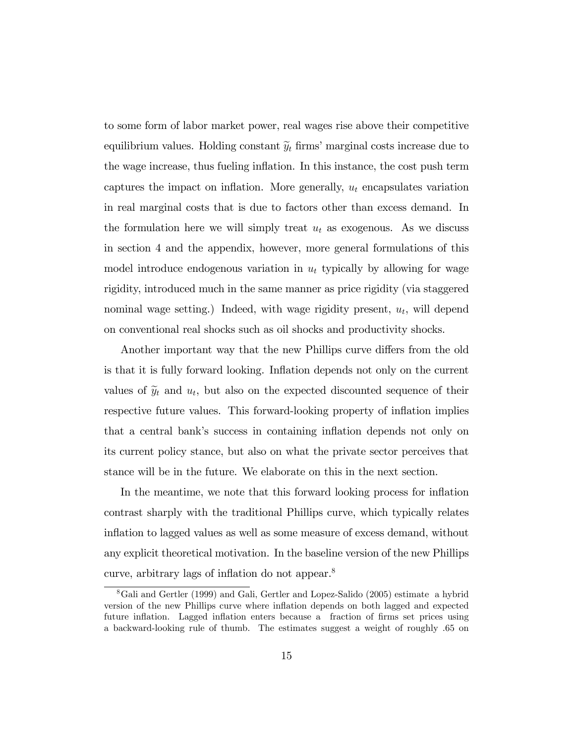to some form of labor market power, real wages rise above their competitive equilibrium values. Holding constant $\widetilde{y}_t$ firms' marginal costs increase due to the wage increase, thus fueling inflation. In this instance, the cost push term captures the impact on inflation. More generally, $u_t$ encapsulates variation in real marginal costs that is due to factors other than excess demand. In the formulation here we will simply treat $u_t$ as exogenous. As we discuss in section 4 and the appendix, however, more general formulations of this model introduce endogenous variation in $u_t$ typically by allowing for wage rigidity, introduced much in the same manner as price rigidity (via staggered nominal wage setting.) Indeed, with wage rigidity present, $u_t$, will depend on conventional real shocks such as oil shocks and productivity shocks.

Another important way that the new Phillips curve differs from the old is that it is fully forward looking. Inflation depends not only on the current values of $\widetilde{y}_t$ and $u_t$, but also on the expected discounted sequence of their respective future values. This forward-looking property of inflation implies that a central bank's success in containing inflation depends not only on its current policy stance, but also on what the private sector perceives that stance will be in the future. We elaborate on this in the next section.

In the meantime, we note that this forward looking process for inflation contrast sharply with the traditional Phillips curve, which typically relates inflation to lagged values as well as some measure of excess demand, without any explicit theoretical motivation. In the baseline version of the new Phillips curve, arbitrary lags of inflation do not appear.[8]

[8] Gali and Gertler (1999) and Gali, Gertler and Lopez-Salido (2005) estimate a hybrid version of the new Phillips curve where inflation depends on both lagged and expected future inflation. Lagged inflation enters because a fraction of firms set prices using a backward-looking rule of thumb. The estimates suggest a weight of roughly .65 on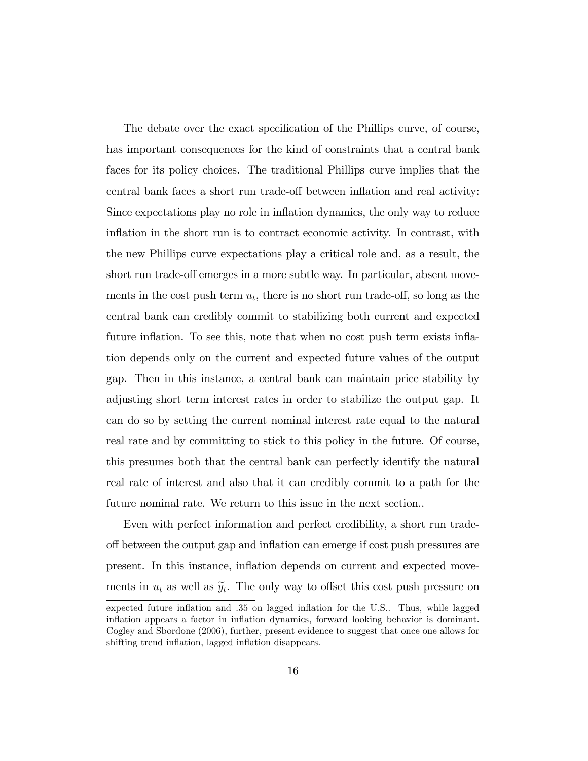The debate over the exact specification of the Phillips curve, of course, has important consequences for the kind of constraints that a central bank faces for its policy choices. The traditional Phillips curve implies that the central bank faces a short run trade-off between inflation and real activity: Since expectations play no role in inflation dynamics, the only way to reduce inflation in the short run is to contract economic activity. In contrast, with the new Phillips curve expectations play a critical role and, as a result, the short run trade-off emerges in a more subtle way. In particular, absent movements in the cost push term $u_t$, there is no short run trade-off, so long as the central bank can credibly commit to stabilizing both current and expected future inflation. To see this, note that when no cost push term exists inflation depends only on the current and expected future values of the output gap. Then in this instance, a central bank can maintain price stability by adjusting short term interest rates in order to stabilize the output gap. It can do so by setting the current nominal interest rate equal to the natural real rate and by committing to stick to this policy in the future. Of course, this presumes both that the central bank can perfectly identify the natural real rate of interest and also that it can credibly commit to a path for the future nominal rate. We return to this issue in the next section..

Even with perfect information and perfect credibility, a short run trade-off between the output gap and inflation can emerge if cost push pressures are present. In this instance, inflation depends on current and expected movements in $u_t$ as well as $\widetilde{y}_t$. The only way to offset this cost push pressure on

expected future inflation and .35 on lagged inflation for the U.S.. Thus, while lagged inflation appears a factor in inflation dynamics, forward looking behavior is dominant. Cogley and Sbordone (2006), further, present evidence to suggest that once one allows for shifting trend inflation, lagged inflation disappears.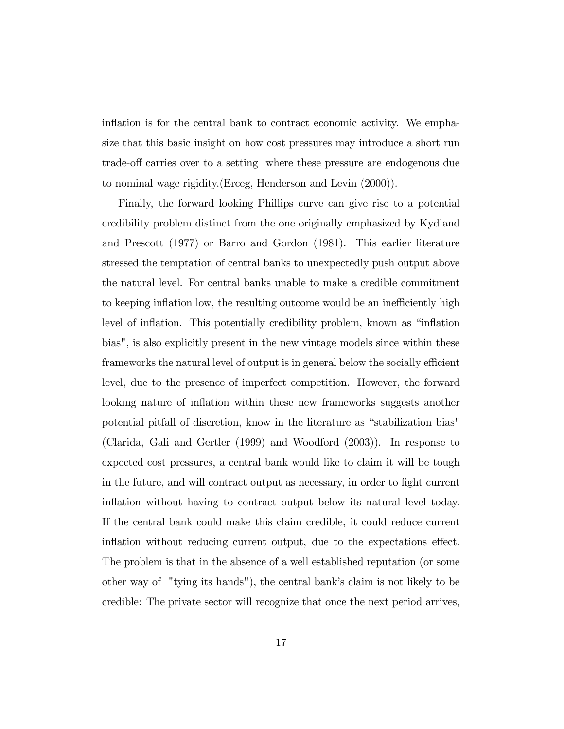inflation is for the central bank to contract economic activity. We emphasize that this basic insight on how cost pressures may introduce a short run trade-off carries over to a setting where these pressure are endogenous due to nominal wage rigidity.(Erceg, Henderson and Levin (2000)).

Finally, the forward looking Phillips curve can give rise to a potential credibility problem distinct from the one originally emphasized by Kydland and Prescott (1977) or Barro and Gordon (1981). This earlier literature stressed the temptation of central banks to unexpectedly push output above the natural level. For central banks unable to make a credible commitment to keeping inflation low, the resulting outcome would be an inefficiently high level of inflation. This potentially credibility problem, known as "inflation bias", is also explicitly present in the new vintage models since within these frameworks the natural level of output is in general below the socially efficient level, due to the presence of imperfect competition. However, the forward looking nature of inflation within these new frameworks suggests another potential pitfall of discretion, know in the literature as "stabilization bias" (Clarida, Gali and Gertler (1999) and Woodford (2003)). In response to expected cost pressures, a central bank would like to claim it will be tough in the future, and will contract output as necessary, in order to fight current inflation without having to contract output below its natural level today. If the central bank could make this claim credible, it could reduce current inflation without reducing current output, due to the expectations effect. The problem is that in the absence of a well established reputation (or some other way of "tying its hands"), the central bank's claim is not likely to be credible: The private sector will recognize that once the next period arrives,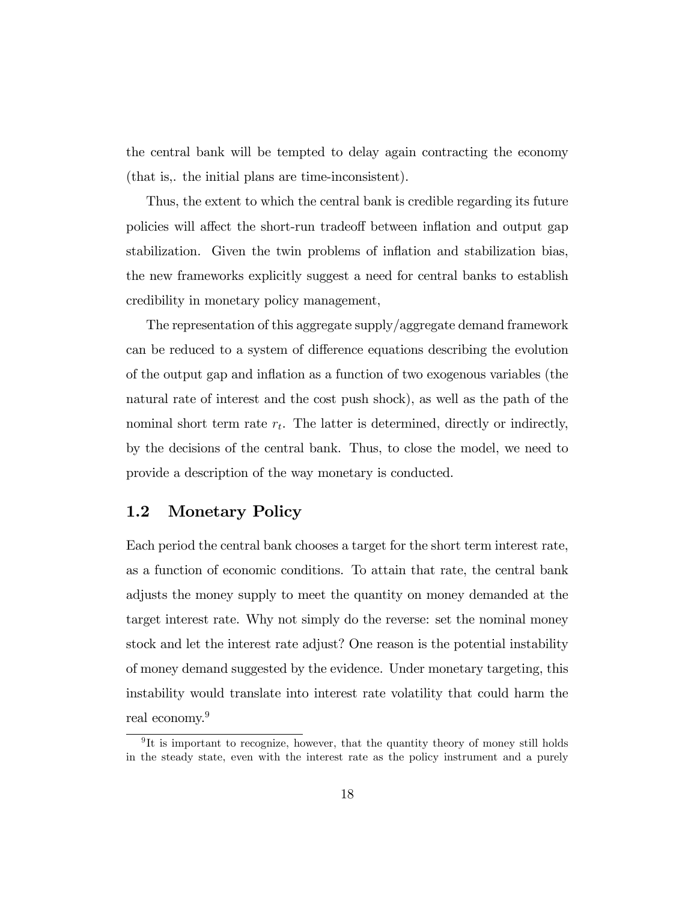the central bank will be tempted to delay again contracting the economy (that is,. the initial plans are time-inconsistent).

Thus, the extent to which the central bank is credible regarding its future policies will affect the short-run tradeoff between inflation and output gap stabilization. Given the twin problems of inflation and stabilization bias, the new frameworks explicitly suggest a need for central banks to establish credibility in monetary policy management,

The representation of this aggregate supply/aggregate demand framework can be reduced to a system of difference equations describing the evolution of the output gap and inflation as a function of two exogenous variables (the natural rate of interest and the cost push shock), as well as the path of the nominal short term rate $r_t$. The latter is determined, directly or indirectly, by the decisions of the central bank. Thus, to close the model, we need to provide a description of the way monetary is conducted.

## 1.2 Monetary Policy

Each period the central bank chooses a target for the short term interest rate, as a function of economic conditions. To attain that rate, the central bank adjusts the money supply to meet the quantity on money demanded at the target interest rate. Why not simply do the reverse: set the nominal money stock and let the interest rate adjust? One reason is the potential instability of money demand suggested by the evidence. Under monetary targeting, this instability would translate into interest rate volatility that could harm the real economy.[9]

[9] It is important to recognize, however, that the quantity theory of money still holds in the steady state, even with the interest rate as the policy instrument and a purely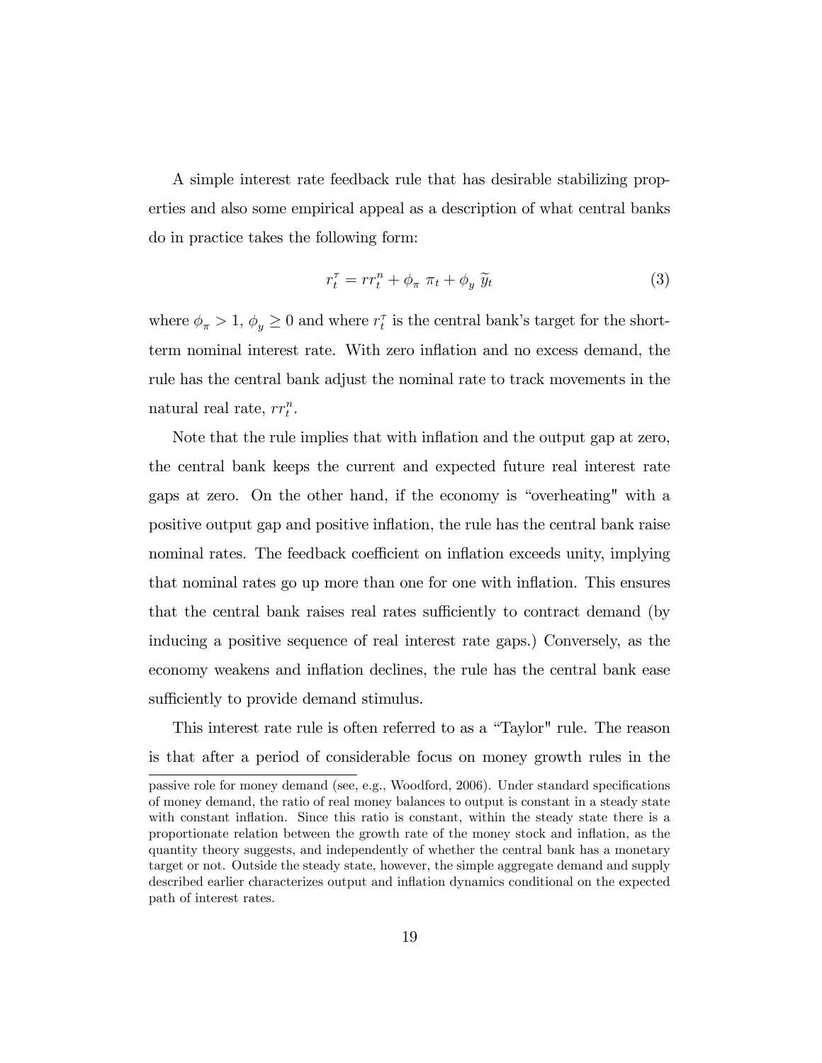A simple interest rate feedback rule that has desirable stabilizing properties and also some empirical appeal as a description of what central banks do in practice takes the following form:

$$r_t^{\tau} = rr_t^n + \phi_{\pi} \; \pi_t + \phi_y \; \widetilde{y}_t \tag{3}$$

where $\phi_{\pi} > 1$, $\phi_y \geq 0$ and where $r_t^{\tau}$ is the central bank's target for the short-term nominal interest rate. With zero inflation and no excess demand, the rule has the central bank adjust the nominal rate to track movements in the natural real rate, $rr_t^n$.

Note that the rule implies that with inflation and the output gap at zero, the central bank keeps the current and expected future real interest rate gaps at zero. On the other hand, if the economy is "overheating" with a positive output gap and positive inflation, the rule has the central bank raise nominal rates. The feedback coefficient on inflation exceeds unity, implying that nominal rates go up more than one for one with inflation. This ensures that the central bank raises real rates sufficiently to contract demand (by inducing a positive sequence of real interest rate gaps.) Conversely, as the economy weakens and inflation declines, the rule has the central bank ease sufficiently to provide demand stimulus.

This interest rate rule is often referred to as a "Taylor" rule. The reason is that after a period of considerable focus on money growth rules in the

---

passive role for money demand (see, e.g., Woodford, 2006). Under standard specifications of money demand, the ratio of real money balances to output is constant in a steady state with constant inflation. Since this ratio is constant, within the steady state there is a proportionate relation between the growth rate of the money stock and inflation, as the quantity theory suggests, and independently of whether the central bank has a monetary target or not. Outside the steady state, however, the simple aggregate demand and supply described earlier characterizes output and inflation dynamics conditional on the expected path of interest rates.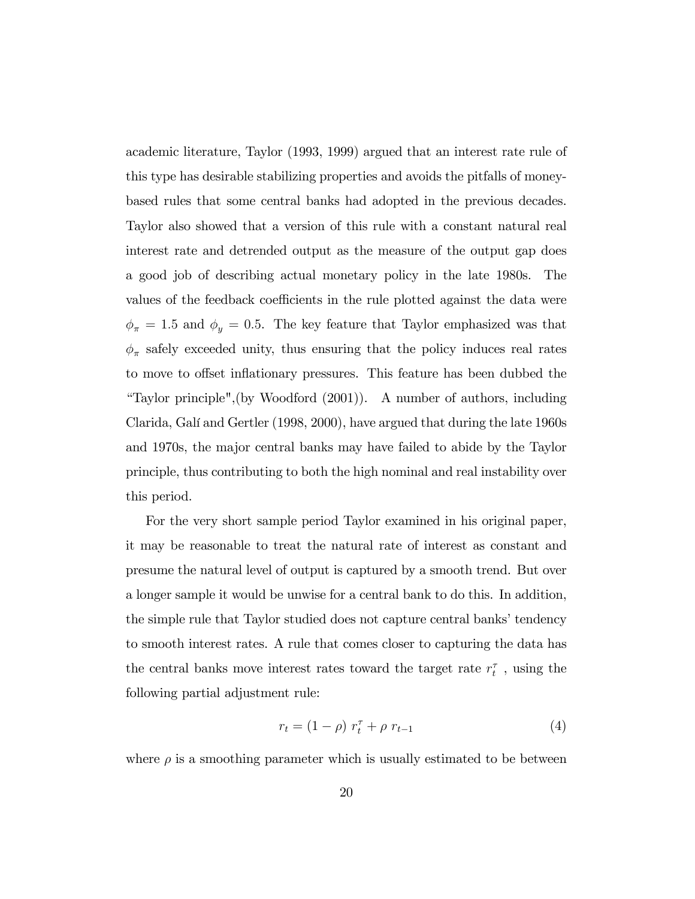academic literature, Taylor (1993, 1999) argued that an interest rate rule of this type has desirable stabilizing properties and avoids the pitfalls of money-based rules that some central banks had adopted in the previous decades. Taylor also showed that a version of this rule with a constant natural real interest rate and detrended output as the measure of the output gap does a good job of describing actual monetary policy in the late 1980s. The values of the feedback coefficients in the rule plotted against the data were $\phi_\pi = 1.5$ and $\phi_y = 0.5$. The key feature that Taylor emphasized was that $\phi_\pi$ safely exceeded unity, thus ensuring that the policy induces real rates to move to offset inflationary pressures. This feature has been dubbed the "Taylor principle",(by Woodford (2001)). A number of authors, including Clarida, Galí and Gertler (1998, 2000), have argued that during the late 1960s and 1970s, the major central banks may have failed to abide by the Taylor principle, thus contributing to both the high nominal and real instability over this period.

For the very short sample period Taylor examined in his original paper, it may be reasonable to treat the natural rate of interest as constant and presume the natural level of output is captured by a smooth trend. But over a longer sample it would be unwise for a central bank to do this. In addition, the simple rule that Taylor studied does not capture central banks' tendency to smooth interest rates. A rule that comes closer to capturing the data has the central banks move interest rates toward the target rate $r_t^\tau$, using the following partial adjustment rule:

$$r_t = (1 - \rho)\ r_t^\tau + \rho\ r_{t-1} \tag{4}$$

where $\rho$ is a smoothing parameter which is usually estimated to be between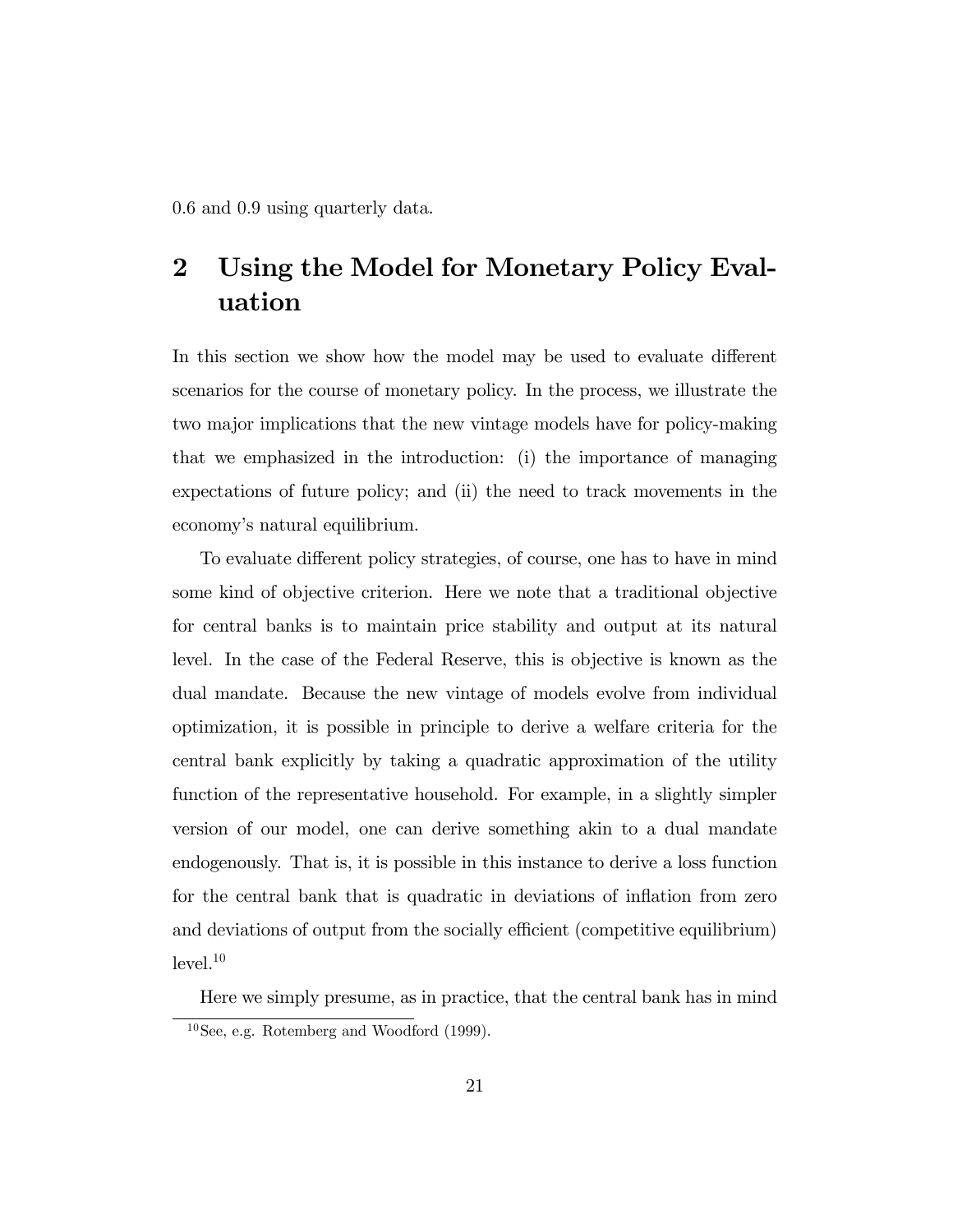0.6 and 0.9 using quarterly data.

## 2 Using the Model for Monetary Policy Evaluation

In this section we show how the model may be used to evaluate different scenarios for the course of monetary policy. In the process, we illustrate the two major implications that the new vintage models have for policy-making that we emphasized in the introduction: (i) the importance of managing expectations of future policy; and (ii) the need to track movements in the economy's natural equilibrium.

To evaluate different policy strategies, of course, one has to have in mind some kind of objective criterion. Here we note that a traditional objective for central banks is to maintain price stability and output at its natural level. In the case of the Federal Reserve, this is objective is known as the dual mandate. Because the new vintage of models evolve from individual optimization, it is possible in principle to derive a welfare criteria for the central bank explicitly by taking a quadratic approximation of the utility function of the representative household. For example, in a slightly simpler version of our model, one can derive something akin to a dual mandate endogenously. That is, it is possible in this instance to derive a loss function for the central bank that is quadratic in deviations of inflation from zero and deviations of output from the socially efficient (competitive equilibrium) level.[10]

Here we simply presume, as in practice, that the central bank has in mind

[10] See, e.g. Rotemberg and Woodford (1999).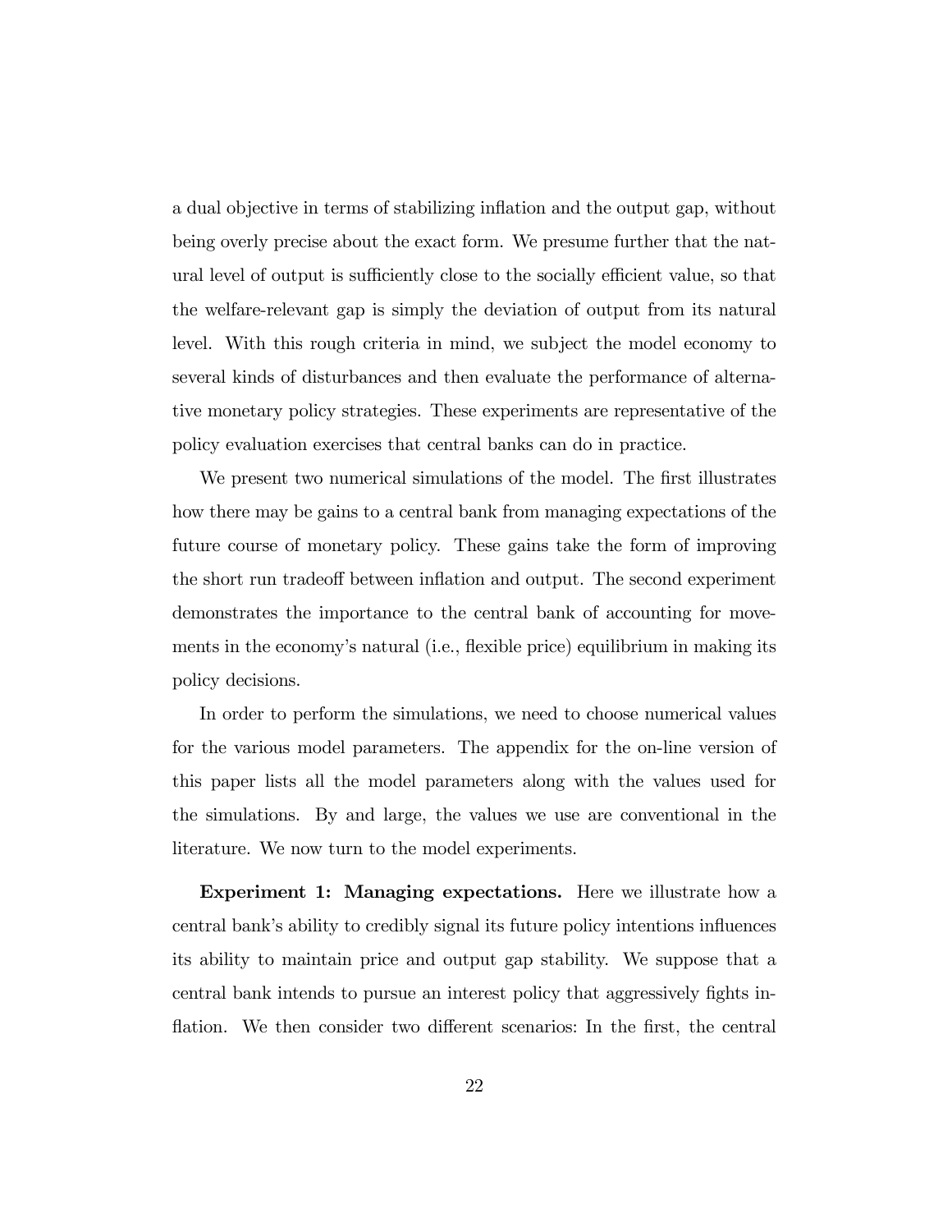a dual objective in terms of stabilizing inflation and the output gap, without being overly precise about the exact form. We presume further that the natural level of output is sufficiently close to the socially efficient value, so that the welfare-relevant gap is simply the deviation of output from its natural level. With this rough criteria in mind, we subject the model economy to several kinds of disturbances and then evaluate the performance of alternative monetary policy strategies. These experiments are representative of the policy evaluation exercises that central banks can do in practice.

We present two numerical simulations of the model. The first illustrates how there may be gains to a central bank from managing expectations of the future course of monetary policy. These gains take the form of improving the short run tradeoff between inflation and output. The second experiment demonstrates the importance to the central bank of accounting for movements in the economy's natural (i.e., flexible price) equilibrium in making its policy decisions.

In order to perform the simulations, we need to choose numerical values for the various model parameters. The appendix for the on-line version of this paper lists all the model parameters along with the values used for the simulations. By and large, the values we use are conventional in the literature. We now turn to the model experiments.

**Experiment 1: Managing expectations.** Here we illustrate how a central bank's ability to credibly signal its future policy intentions influences its ability to maintain price and output gap stability. We suppose that a central bank intends to pursue an interest policy that aggressively fights inflation. We then consider two different scenarios: In the first, the central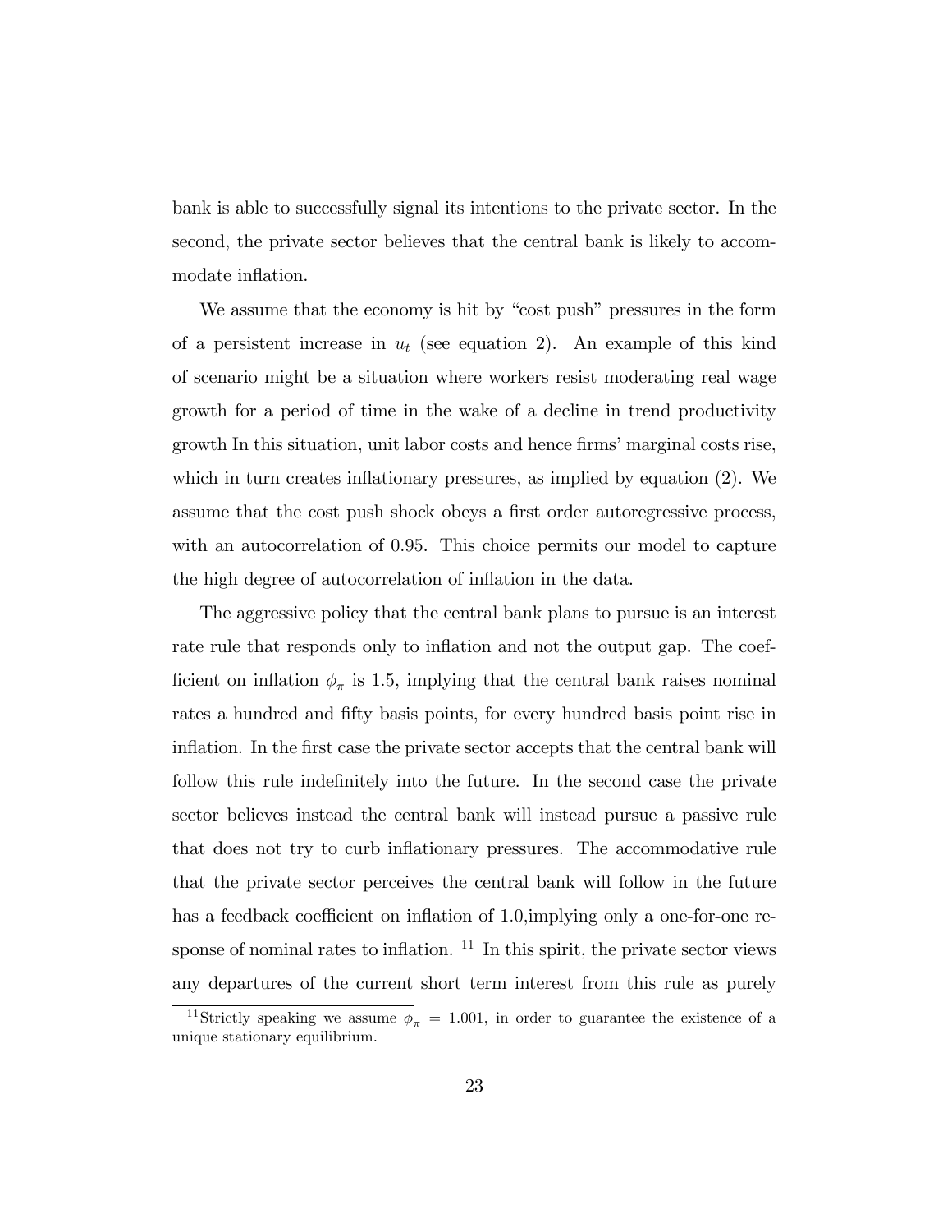bank is able to successfully signal its intentions to the private sector. In the second, the private sector believes that the central bank is likely to accommodate inflation.

We assume that the economy is hit by "cost push" pressures in the form of a persistent increase in $u_t$ (see equation 2). An example of this kind of scenario might be a situation where workers resist moderating real wage growth for a period of time in the wake of a decline in trend productivity growth In this situation, unit labor costs and hence firms' marginal costs rise, which in turn creates inflationary pressures, as implied by equation (2). We assume that the cost push shock obeys a first order autoregressive process, with an autocorrelation of 0.95. This choice permits our model to capture the high degree of autocorrelation of inflation in the data.

The aggressive policy that the central bank plans to pursue is an interest rate rule that responds only to inflation and not the output gap. The coefficient on inflation $\phi_\pi$ is 1.5, implying that the central bank raises nominal rates a hundred and fifty basis points, for every hundred basis point rise in inflation. In the first case the private sector accepts that the central bank will follow this rule indefinitely into the future. In the second case the private sector believes instead the central bank will instead pursue a passive rule that does not try to curb inflationary pressures. The accommodative rule that the private sector perceives the central bank will follow in the future has a feedback coefficient on inflation of 1.0,implying only a one-for-one response of nominal rates to inflation. [11] In this spirit, the private sector views any departures of the current short term interest from this rule as purely

[11] Strictly speaking we assume $\phi_\pi = 1.001$, in order to guarantee the existence of a unique stationary equilibrium.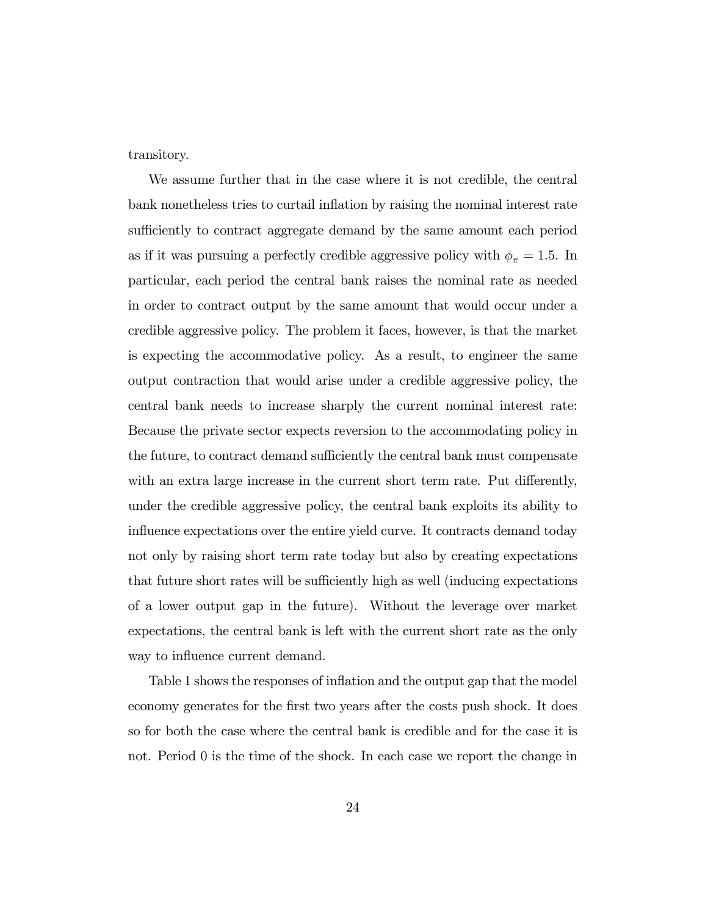transitory.

We assume further that in the case where it is not credible, the central bank nonetheless tries to curtail inflation by raising the nominal interest rate sufficiently to contract aggregate demand by the same amount each period as if it was pursuing a perfectly credible aggressive policy with $\phi_\pi = 1.5$. In particular, each period the central bank raises the nominal rate as needed in order to contract output by the same amount that would occur under a credible aggressive policy. The problem it faces, however, is that the market is expecting the accommodative policy. As a result, to engineer the same output contraction that would arise under a credible aggressive policy, the central bank needs to increase sharply the current nominal interest rate: Because the private sector expects reversion to the accommodating policy in the future, to contract demand sufficiently the central bank must compensate with an extra large increase in the current short term rate. Put differently, under the credible aggressive policy, the central bank exploits its ability to influence expectations over the entire yield curve. It contracts demand today not only by raising short term rate today but also by creating expectations that future short rates will be sufficiently high as well (inducing expectations of a lower output gap in the future). Without the leverage over market expectations, the central bank is left with the current short rate as the only way to influence current demand.

Table 1 shows the responses of inflation and the output gap that the model economy generates for the first two years after the costs push shock. It does so for both the case where the central bank is credible and for the case it is not. Period 0 is the time of the shock. In each case we report the change in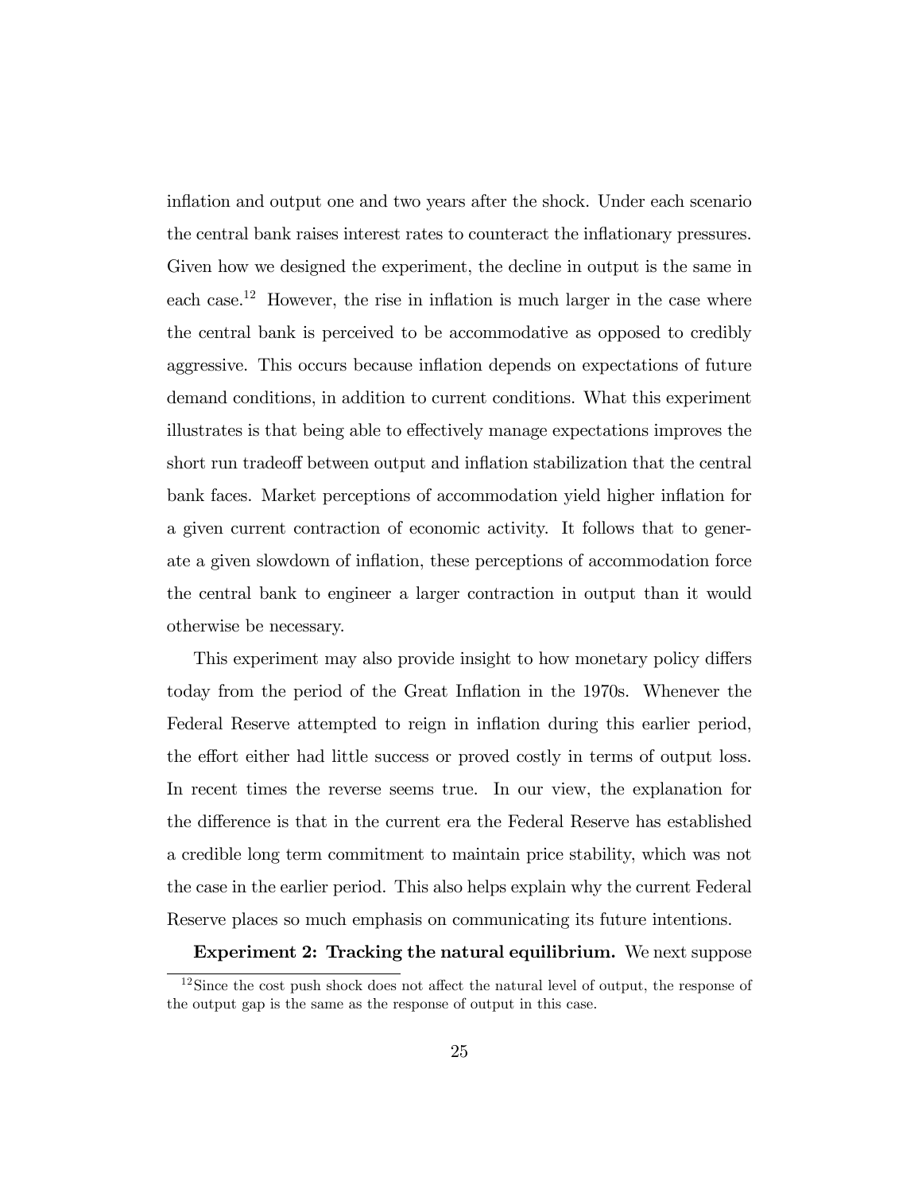inflation and output one and two years after the shock. Under each scenario the central bank raises interest rates to counteract the inflationary pressures. Given how we designed the experiment, the decline in output is the same in each case.[12] However, the rise in inflation is much larger in the case where the central bank is perceived to be accommodative as opposed to credibly aggressive. This occurs because inflation depends on expectations of future demand conditions, in addition to current conditions. What this experiment illustrates is that being able to effectively manage expectations improves the short run tradeoff between output and inflation stabilization that the central bank faces. Market perceptions of accommodation yield higher inflation for a given current contraction of economic activity. It follows that to generate a given slowdown of inflation, these perceptions of accommodation force the central bank to engineer a larger contraction in output than it would otherwise be necessary.

This experiment may also provide insight to how monetary policy differs today from the period of the Great Inflation in the 1970s. Whenever the Federal Reserve attempted to reign in inflation during this earlier period, the effort either had little success or proved costly in terms of output loss. In recent times the reverse seems true. In our view, the explanation for the difference is that in the current era the Federal Reserve has established a credible long term commitment to maintain price stability, which was not the case in the earlier period. This also helps explain why the current Federal Reserve places so much emphasis on communicating its future intentions.

**Experiment 2: Tracking the natural equilibrium.** We next suppose

[12] Since the cost push shock does not affect the natural level of output, the response of the output gap is the same as the response of output in this case.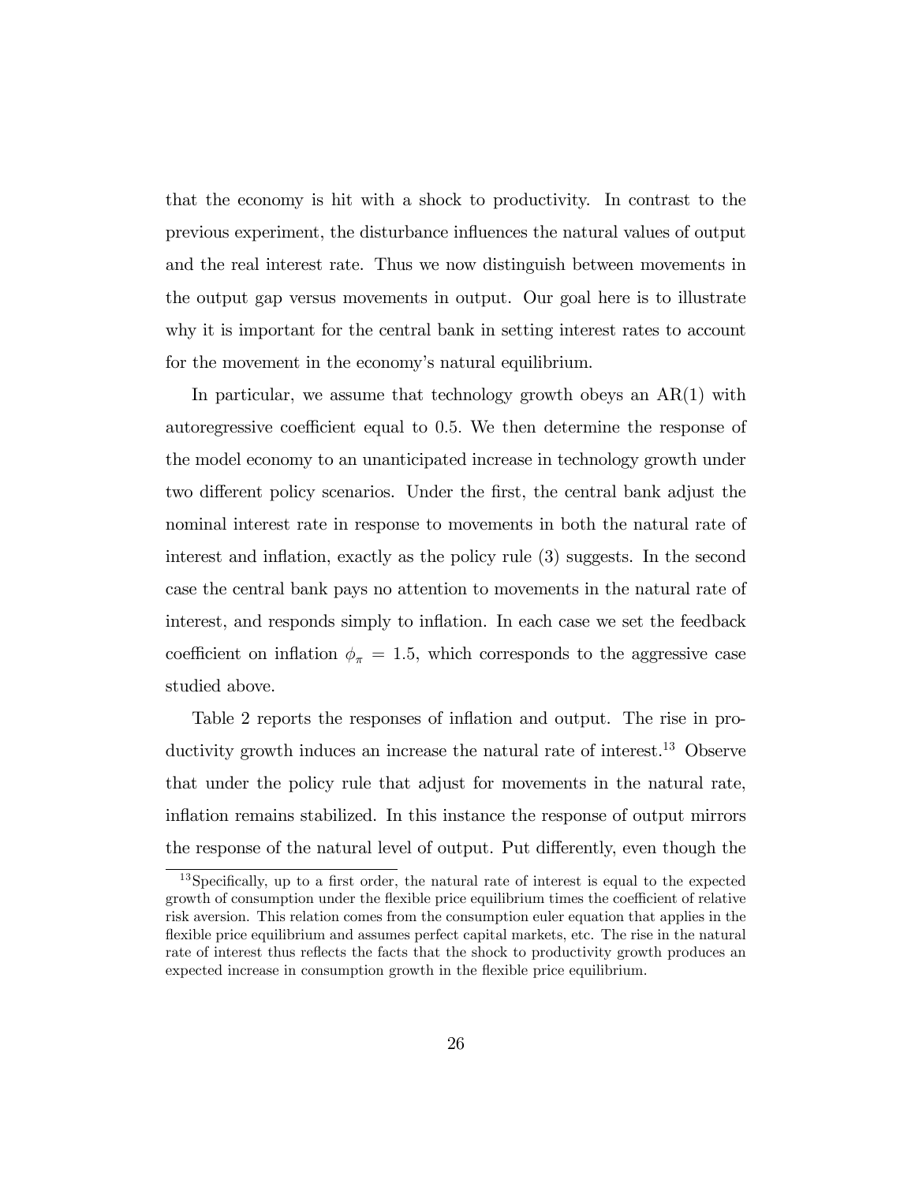that the economy is hit with a shock to productivity. In contrast to the previous experiment, the disturbance influences the natural values of output and the real interest rate. Thus we now distinguish between movements in the output gap versus movements in output. Our goal here is to illustrate why it is important for the central bank in setting interest rates to account for the movement in the economy's natural equilibrium.

In particular, we assume that technology growth obeys an AR(1) with autoregressive coefficient equal to 0.5. We then determine the response of the model economy to an unanticipated increase in technology growth under two different policy scenarios. Under the first, the central bank adjust the nominal interest rate in response to movements in both the natural rate of interest and inflation, exactly as the policy rule (3) suggests. In the second case the central bank pays no attention to movements in the natural rate of interest, and responds simply to inflation. In each case we set the feedback coefficient on inflation $\phi_\pi = 1.5$, which corresponds to the aggressive case studied above.

Table 2 reports the responses of inflation and output. The rise in productivity growth induces an increase the natural rate of interest.[13] Observe that under the policy rule that adjust for movements in the natural rate, inflation remains stabilized. In this instance the response of output mirrors the response of the natural level of output. Put differently, even though the

[13] Specifically, up to a first order, the natural rate of interest is equal to the expected growth of consumption under the flexible price equilibrium times the coefficient of relative risk aversion. This relation comes from the consumption euler equation that applies in the flexible price equilibrium and assumes perfect capital markets, etc. The rise in the natural rate of interest thus reflects the facts that the shock to productivity growth produces an expected increase in consumption growth in the flexible price equilibrium.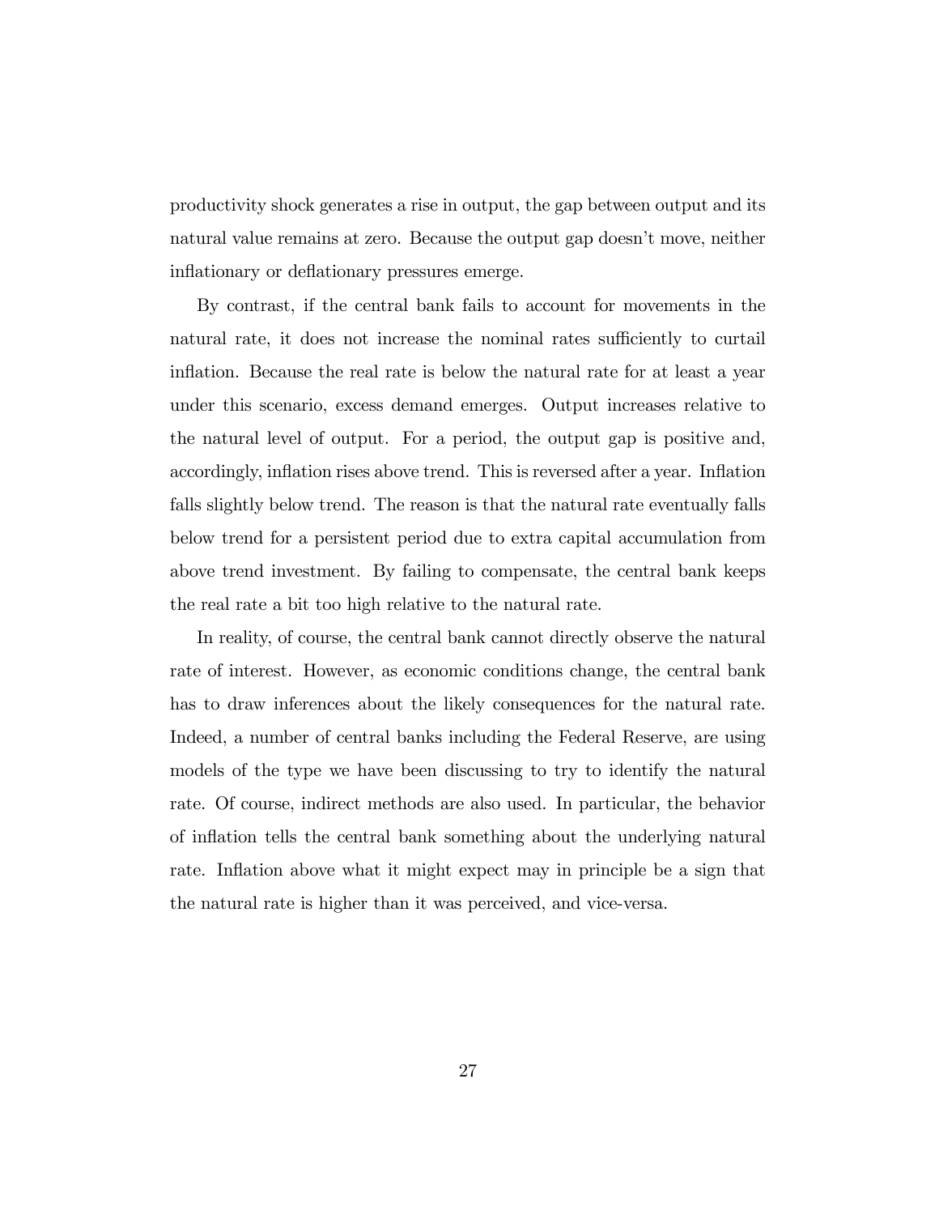productivity shock generates a rise in output, the gap between output and its natural value remains at zero. Because the output gap doesn't move, neither inflationary or deflationary pressures emerge.

By contrast, if the central bank fails to account for movements in the natural rate, it does not increase the nominal rates sufficiently to curtail inflation. Because the real rate is below the natural rate for at least a year under this scenario, excess demand emerges. Output increases relative to the natural level of output. For a period, the output gap is positive and, accordingly, inflation rises above trend. This is reversed after a year. Inflation falls slightly below trend. The reason is that the natural rate eventually falls below trend for a persistent period due to extra capital accumulation from above trend investment. By failing to compensate, the central bank keeps the real rate a bit too high relative to the natural rate.

In reality, of course, the central bank cannot directly observe the natural rate of interest. However, as economic conditions change, the central bank has to draw inferences about the likely consequences for the natural rate. Indeed, a number of central banks including the Federal Reserve, are using models of the type we have been discussing to try to identify the natural rate. Of course, indirect methods are also used. In particular, the behavior of inflation tells the central bank something about the underlying natural rate. Inflation above what it might expect may in principle be a sign that the natural rate is higher than it was perceived, and vice-versa.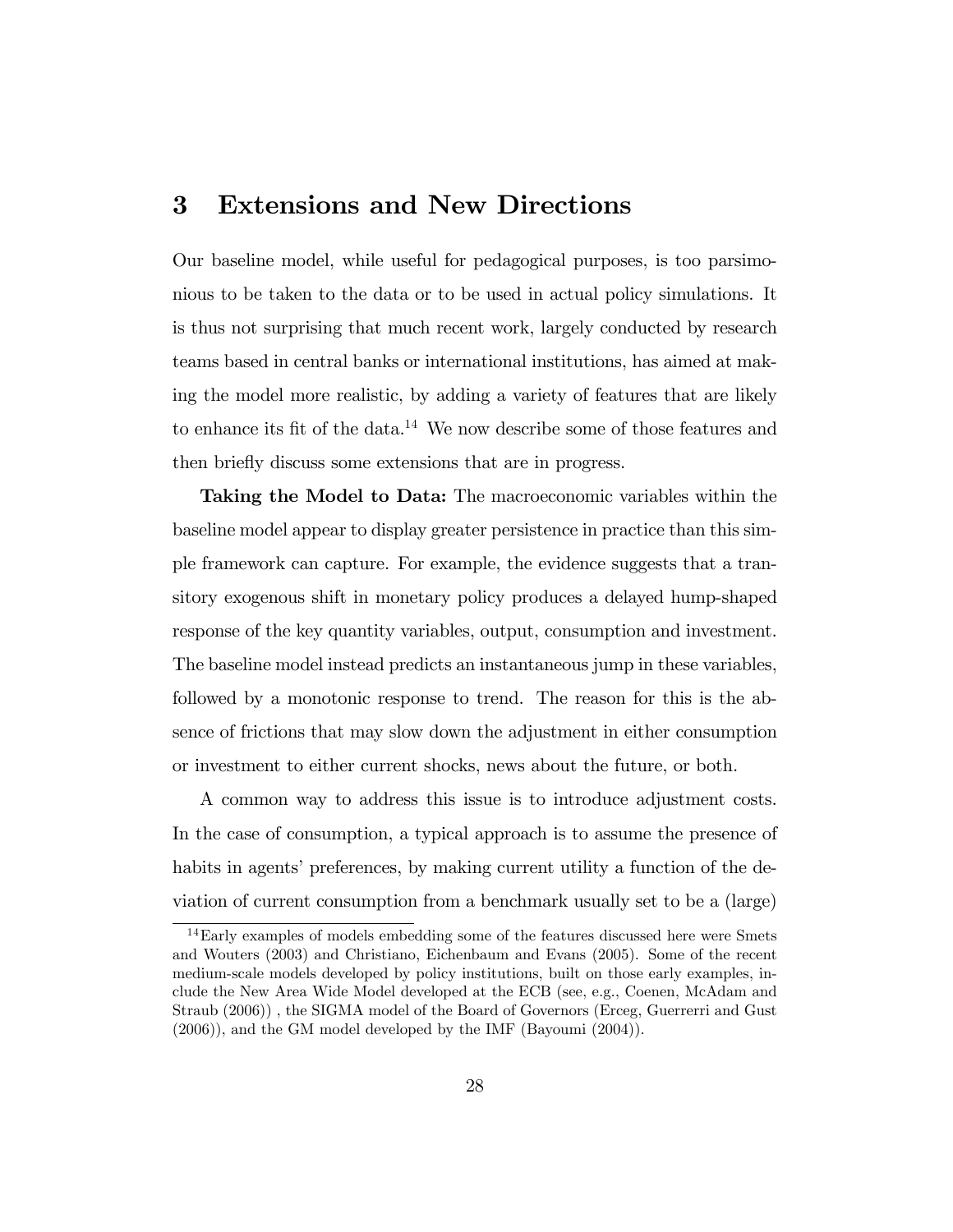# 3 Extensions and New Directions

Our baseline model, while useful for pedagogical purposes, is too parsimonious to be taken to the data or to be used in actual policy simulations. It is thus not surprising that much recent work, largely conducted by research teams based in central banks or international institutions, has aimed at making the model more realistic, by adding a variety of features that are likely to enhance its fit of the data.[14] We now describe some of those features and then briefly discuss some extensions that are in progress.

**Taking the Model to Data:** The macroeconomic variables within the baseline model appear to display greater persistence in practice than this simple framework can capture. For example, the evidence suggests that a transitory exogenous shift in monetary policy produces a delayed hump-shaped response of the key quantity variables, output, consumption and investment. The baseline model instead predicts an instantaneous jump in these variables, followed by a monotonic response to trend. The reason for this is the absence of frictions that may slow down the adjustment in either consumption or investment to either current shocks, news about the future, or both.

A common way to address this issue is to introduce adjustment costs. In the case of consumption, a typical approach is to assume the presence of habits in agents' preferences, by making current utility a function of the deviation of current consumption from a benchmark usually set to be a (large)

[14] Early examples of models embedding some of the features discussed here were Smets and Wouters (2003) and Christiano, Eichenbaum and Evans (2005). Some of the recent medium-scale models developed by policy institutions, built on those early examples, include the New Area Wide Model developed at the ECB (see, e.g., Coenen, McAdam and Straub (2006)) , the SIGMA model of the Board of Governors (Erceg, Guerrerri and Gust (2006)), and the GM model developed by the IMF (Bayoumi (2004)).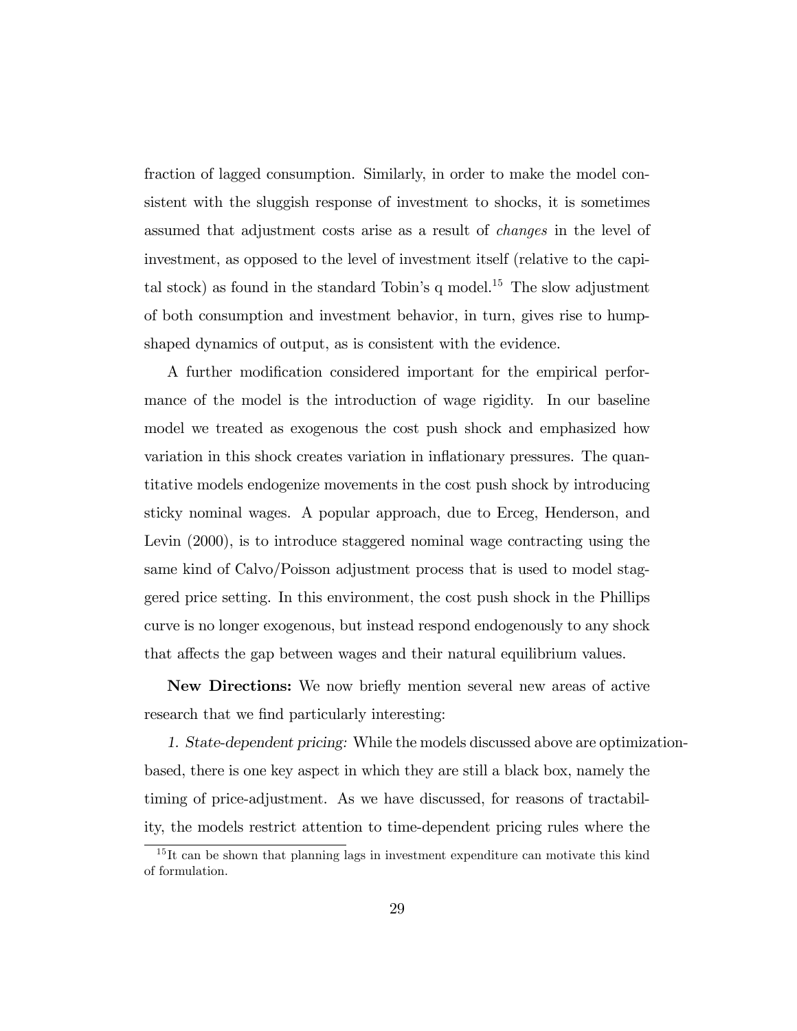fraction of lagged consumption. Similarly, in order to make the model consistent with the sluggish response of investment to shocks, it is sometimes assumed that adjustment costs arise as a result of *changes* in the level of investment, as opposed to the level of investment itself (relative to the capital stock) as found in the standard Tobin's q model.[15] The slow adjustment of both consumption and investment behavior, in turn, gives rise to hump-shaped dynamics of output, as is consistent with the evidence.

A further modification considered important for the empirical performance of the model is the introduction of wage rigidity. In our baseline model we treated as exogenous the cost push shock and emphasized how variation in this shock creates variation in inflationary pressures. The quantitative models endogenize movements in the cost push shock by introducing sticky nominal wages. A popular approach, due to Erceg, Henderson, and Levin (2000), is to introduce staggered nominal wage contracting using the same kind of Calvo/Poisson adjustment process that is used to model staggered price setting. In this environment, the cost push shock in the Phillips curve is no longer exogenous, but instead respond endogenously to any shock that affects the gap between wages and their natural equilibrium values.

**New Directions:** We now briefly mention several new areas of active research that we find particularly interesting:

*1. State-dependent pricing:* While the models discussed above are optimization-based, there is one key aspect in which they are still a black box, namely the timing of price-adjustment. As we have discussed, for reasons of tractability, the models restrict attention to time-dependent pricing rules where the

[15] It can be shown that planning lags in investment expenditure can motivate this kind of formulation.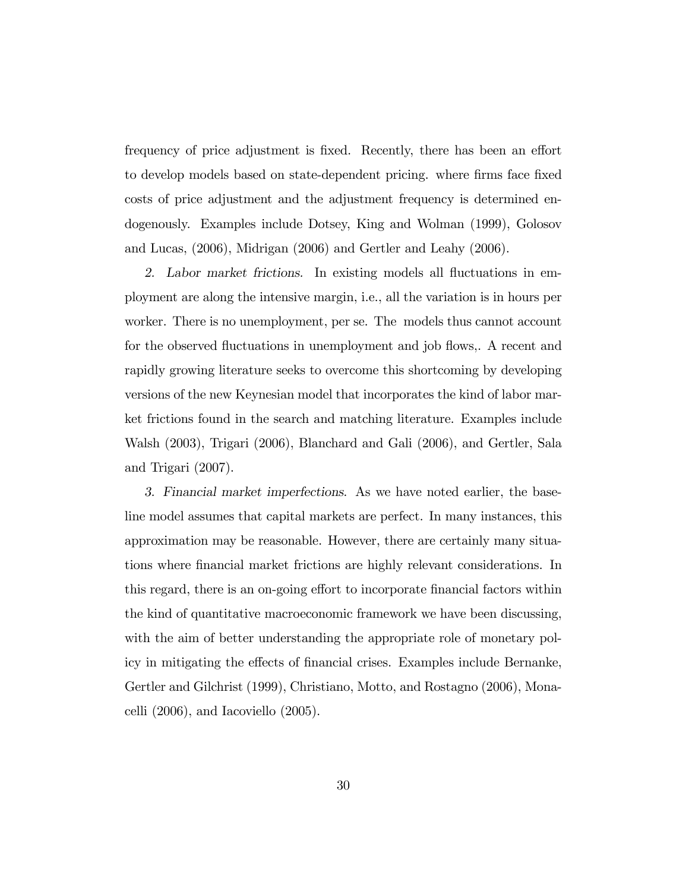frequency of price adjustment is fixed. Recently, there has been an effort to develop models based on state-dependent pricing. where firms face fixed costs of price adjustment and the adjustment frequency is determined endogenously. Examples include Dotsey, King and Wolman (1999), Golosov and Lucas, (2006), Midrigan (2006) and Gertler and Leahy (2006).

*2. Labor market frictions.* In existing models all fluctuations in employment are along the intensive margin, i.e., all the variation is in hours per worker. There is no unemployment, per se. The models thus cannot account for the observed fluctuations in unemployment and job flows,. A recent and rapidly growing literature seeks to overcome this shortcoming by developing versions of the new Keynesian model that incorporates the kind of labor market frictions found in the search and matching literature. Examples include Walsh (2003), Trigari (2006), Blanchard and Gali (2006), and Gertler, Sala and Trigari (2007).

*3. Financial market imperfections.* As we have noted earlier, the baseline model assumes that capital markets are perfect. In many instances, this approximation may be reasonable. However, there are certainly many situations where financial market frictions are highly relevant considerations. In this regard, there is an on-going effort to incorporate financial factors within the kind of quantitative macroeconomic framework we have been discussing, with the aim of better understanding the appropriate role of monetary policy in mitigating the effects of financial crises. Examples include Bernanke, Gertler and Gilchrist (1999), Christiano, Motto, and Rostagno (2006), Monacelli (2006), and Iacoviello (2005).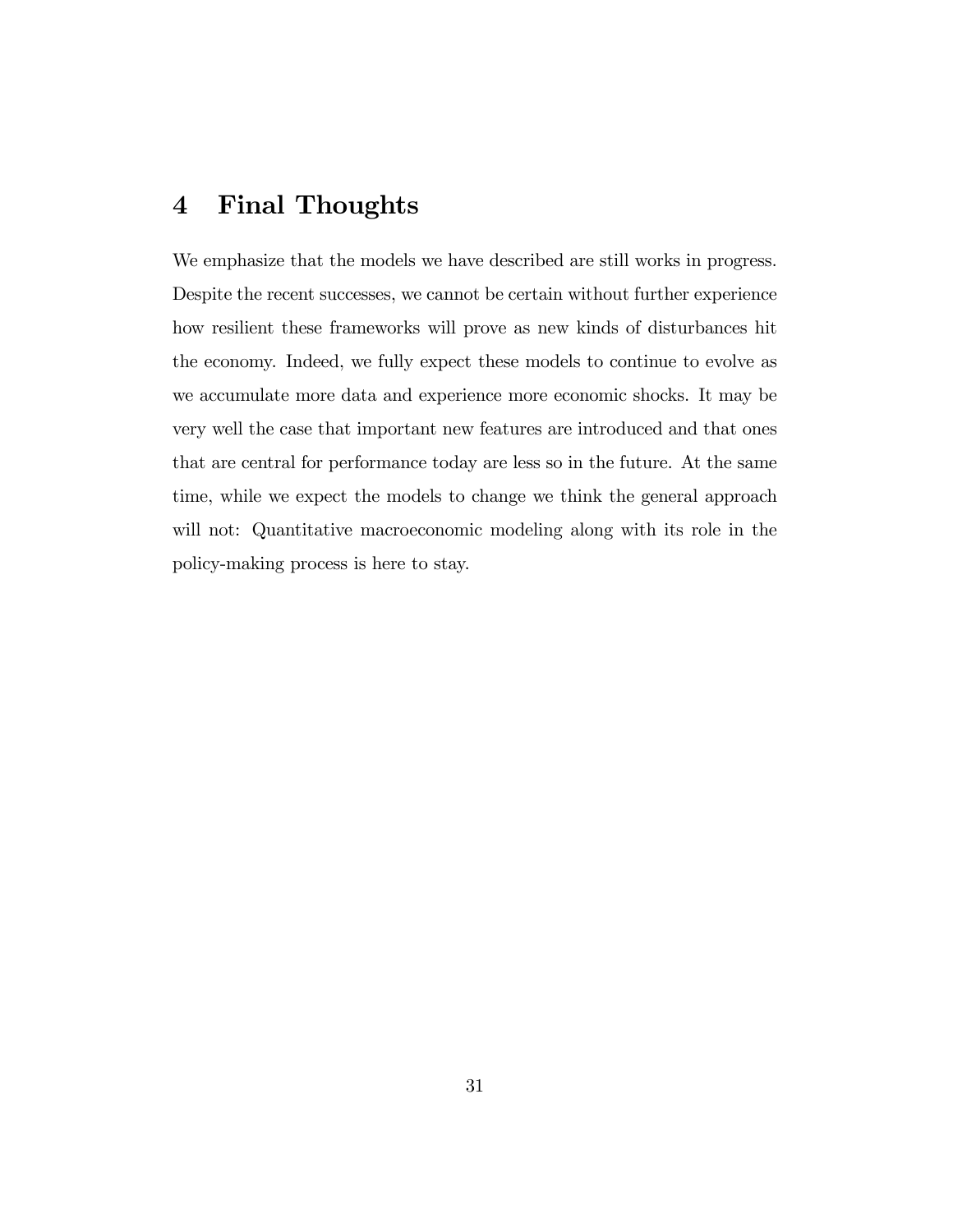# 4 Final Thoughts

We emphasize that the models we have described are still works in progress. Despite the recent successes, we cannot be certain without further experience how resilient these frameworks will prove as new kinds of disturbances hit the economy. Indeed, we fully expect these models to continue to evolve as we accumulate more data and experience more economic shocks. It may be very well the case that important new features are introduced and that ones that are central for performance today are less so in the future. At the same time, while we expect the models to change we think the general approach will not: Quantitative macroeconomic modeling along with its role in the policy-making process is here to stay.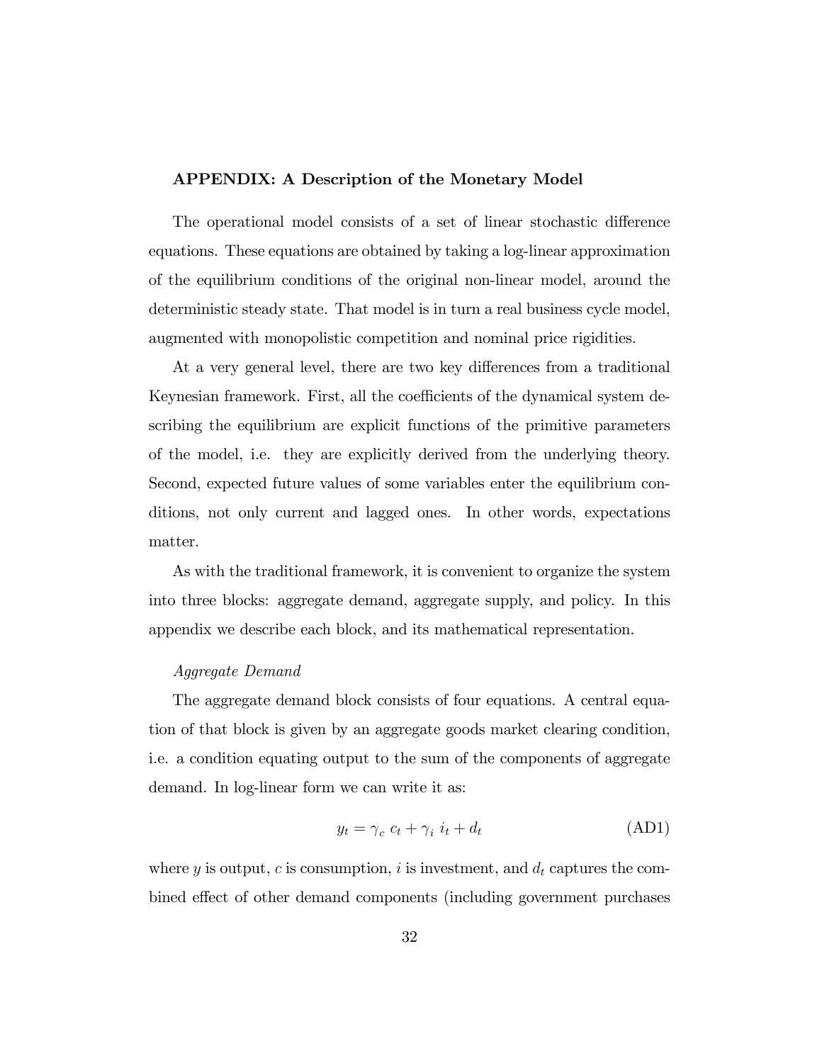## APPENDIX: A Description of the Monetary Model

The operational model consists of a set of linear stochastic difference equations. These equations are obtained by taking a log-linear approximation of the equilibrium conditions of the original non-linear model, around the deterministic steady state. That model is in turn a real business cycle model, augmented with monopolistic competition and nominal price rigidities.

At a very general level, there are two key differences from a traditional Keynesian framework. First, all the coefficients of the dynamical system describing the equilibrium are explicit functions of the primitive parameters of the model, i.e. they are explicitly derived from the underlying theory. Second, expected future values of some variables enter the equilibrium conditions, not only current and lagged ones. In other words, expectations matter.

As with the traditional framework, it is convenient to organize the system into three blocks: aggregate demand, aggregate supply, and policy. In this appendix we describe each block, and its mathematical representation.

*Aggregate Demand*

The aggregate demand block consists of four equations. A central equation of that block is given by an aggregate goods market clearing condition, i.e. a condition equating output to the sum of the components of aggregate demand. In log-linear form we can write it as:

$$y_t = \gamma_c \; c_t + \gamma_i \; i_t + d_t \tag{AD1}$$

where $y$ is output, $c$ is consumption, $i$ is investment, and $d_t$ captures the combined effect of other demand components (including government purchases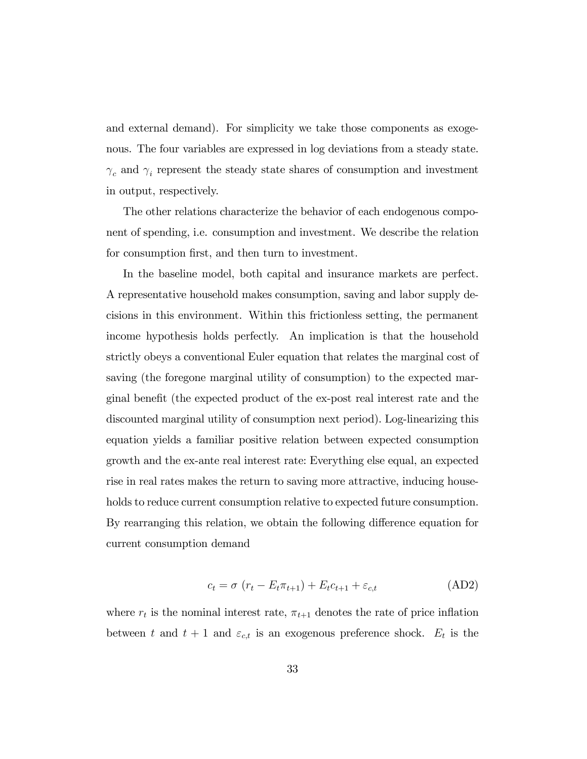and external demand). For simplicity we take those components as exogenous. The four variables are expressed in log deviations from a steady state. $\gamma_c$ and $\gamma_i$ represent the steady state shares of consumption and investment in output, respectively.

The other relations characterize the behavior of each endogenous component of spending, i.e. consumption and investment. We describe the relation for consumption first, and then turn to investment.

In the baseline model, both capital and insurance markets are perfect. A representative household makes consumption, saving and labor supply decisions in this environment. Within this frictionless setting, the permanent income hypothesis holds perfectly. An implication is that the household strictly obeys a conventional Euler equation that relates the marginal cost of saving (the foregone marginal utility of consumption) to the expected marginal benefit (the expected product of the ex-post real interest rate and the discounted marginal utility of consumption next period). Log-linearizing this equation yields a familiar positive relation between expected consumption growth and the ex-ante real interest rate: Everything else equal, an expected rise in real rates makes the return to saving more attractive, inducing households to reduce current consumption relative to expected future consumption. By rearranging this relation, we obtain the following difference equation for current consumption demand

$$c_t = \sigma \left( r_t - E_t \pi_{t+1} \right) + E_t c_{t+1} + \varepsilon_{c,t} \tag{AD2}$$

where $r_t$ is the nominal interest rate, $\pi_{t+1}$ denotes the rate of price inflation between $t$ and $t+1$ and $\varepsilon_{c,t}$ is an exogenous preference shock. $E_t$ is the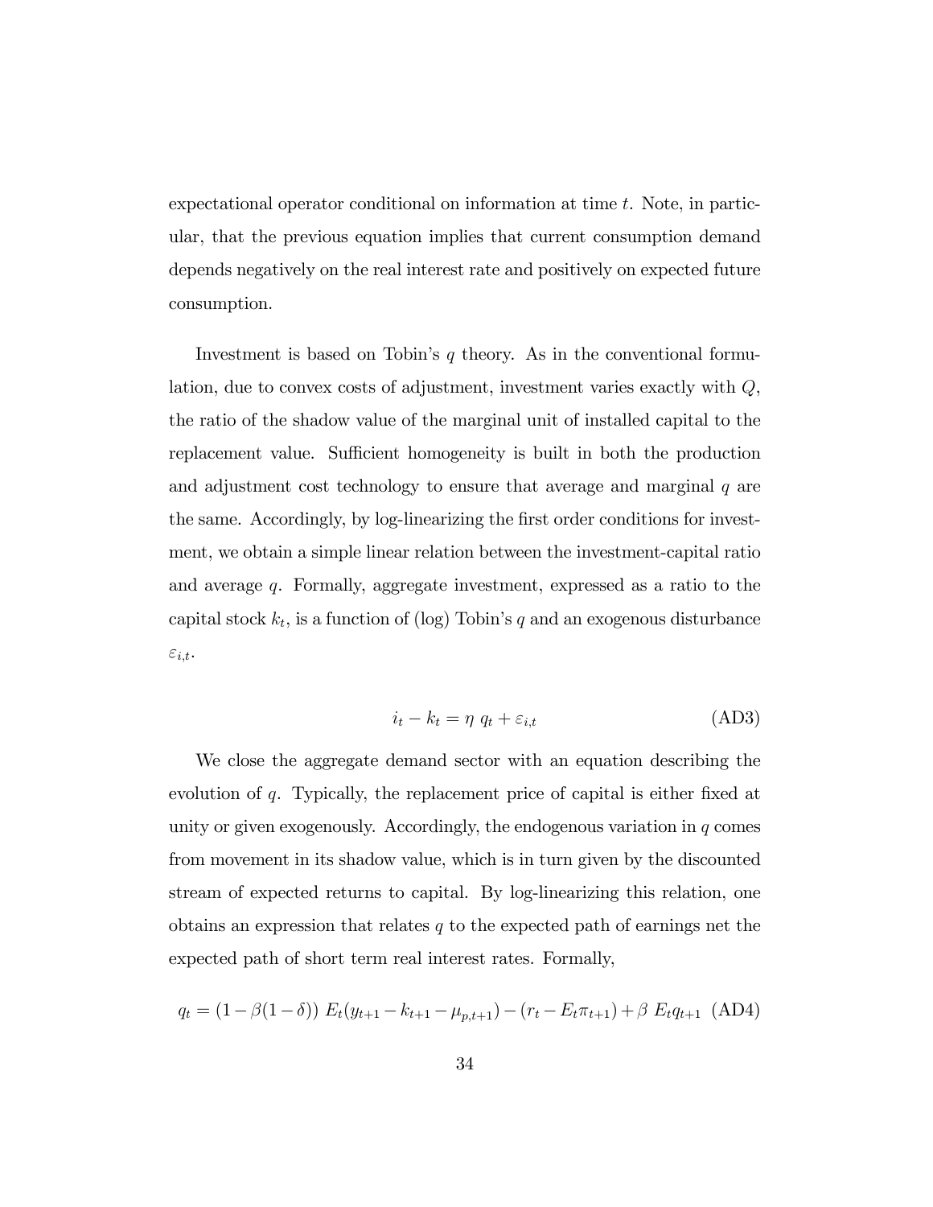expectational operator conditional on information at time $t$. Note, in particular, that the previous equation implies that current consumption demand depends negatively on the real interest rate and positively on expected future consumption.

Investment is based on Tobin's $q$ theory. As in the conventional formulation, due to convex costs of adjustment, investment varies exactly with $Q$, the ratio of the shadow value of the marginal unit of installed capital to the replacement value. Sufficient homogeneity is built in both the production and adjustment cost technology to ensure that average and marginal $q$ are the same. Accordingly, by log-linearizing the first order conditions for investment, we obtain a simple linear relation between the investment-capital ratio and average $q$. Formally, aggregate investment, expressed as a ratio to the capital stock $k_t$, is a function of (log) Tobin's $q$ and an exogenous disturbance $\varepsilon_{i,t}$.

$$i_t - k_t = \eta \ q_t + \varepsilon_{i,t} \tag{AD3}$$

We close the aggregate demand sector with an equation describing the evolution of $q$. Typically, the replacement price of capital is either fixed at unity or given exogenously. Accordingly, the endogenous variation in $q$ comes from movement in its shadow value, which is in turn given by the discounted stream of expected returns to capital. By log-linearizing this relation, one obtains an expression that relates $q$ to the expected path of earnings net the expected path of short term real interest rates. Formally,

$$q_t = (1 - \beta(1 - \delta)) \ E_t(y_{t+1} - k_{t+1} - \mu_{p,t+1}) - (r_t - E_t\pi_{t+1}) + \beta \ E_t q_{t+1} \tag{AD4}$$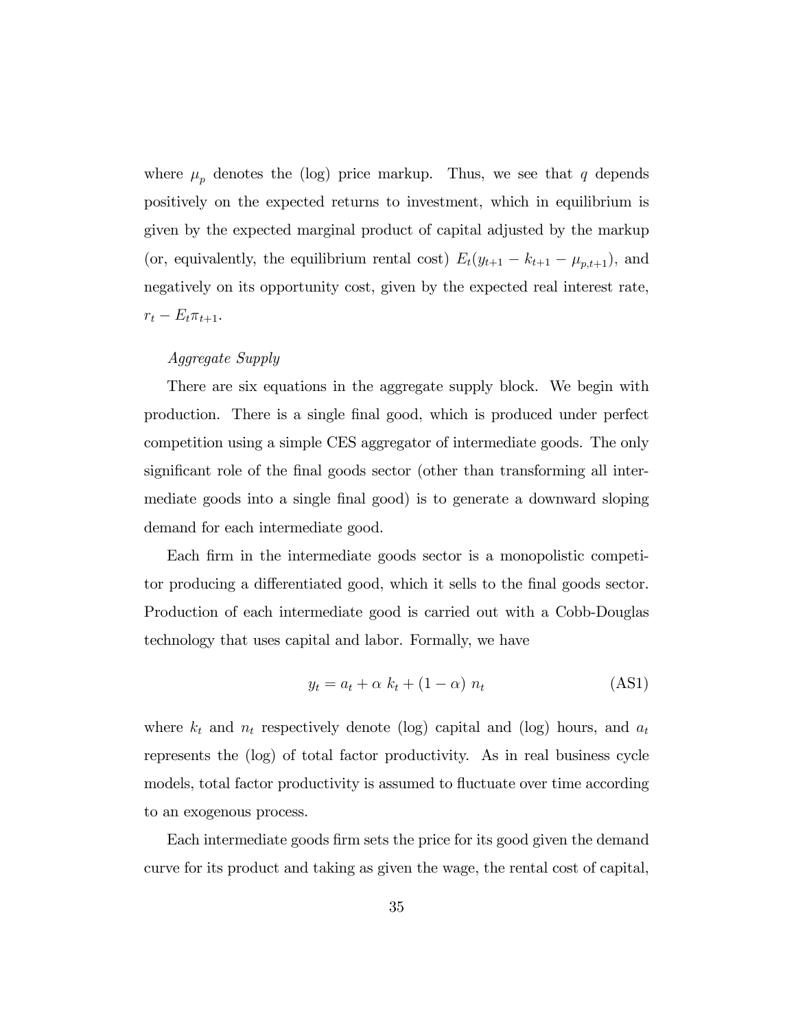where $\mu_p$ denotes the (log) price markup. Thus, we see that $q$ depends positively on the expected returns to investment, which in equilibrium is given by the expected marginal product of capital adjusted by the markup (or, equivalently, the equilibrium rental cost) $E_t(y_{t+1} - k_{t+1} - \mu_{p,t+1})$, and negatively on its opportunity cost, given by the expected real interest rate, $r_t - E_t\pi_{t+1}$.

*Aggregate Supply*

There are six equations in the aggregate supply block. We begin with production. There is a single final good, which is produced under perfect competition using a simple CES aggregator of intermediate goods. The only significant role of the final goods sector (other than transforming all intermediate goods into a single final good) is to generate a downward sloping demand for each intermediate good.

Each firm in the intermediate goods sector is a monopolistic competitor producing a differentiated good, which it sells to the final goods sector. Production of each intermediate good is carried out with a Cobb-Douglas technology that uses capital and labor. Formally, we have

$$y_t = a_t + \alpha \ k_t + (1 - \alpha) \ n_t \tag{AS1}$$

where $k_t$ and $n_t$ respectively denote (log) capital and (log) hours, and $a_t$ represents the (log) of total factor productivity. As in real business cycle models, total factor productivity is assumed to fluctuate over time according to an exogenous process.

Each intermediate goods firm sets the price for its good given the demand curve for its product and taking as given the wage, the rental cost of capital,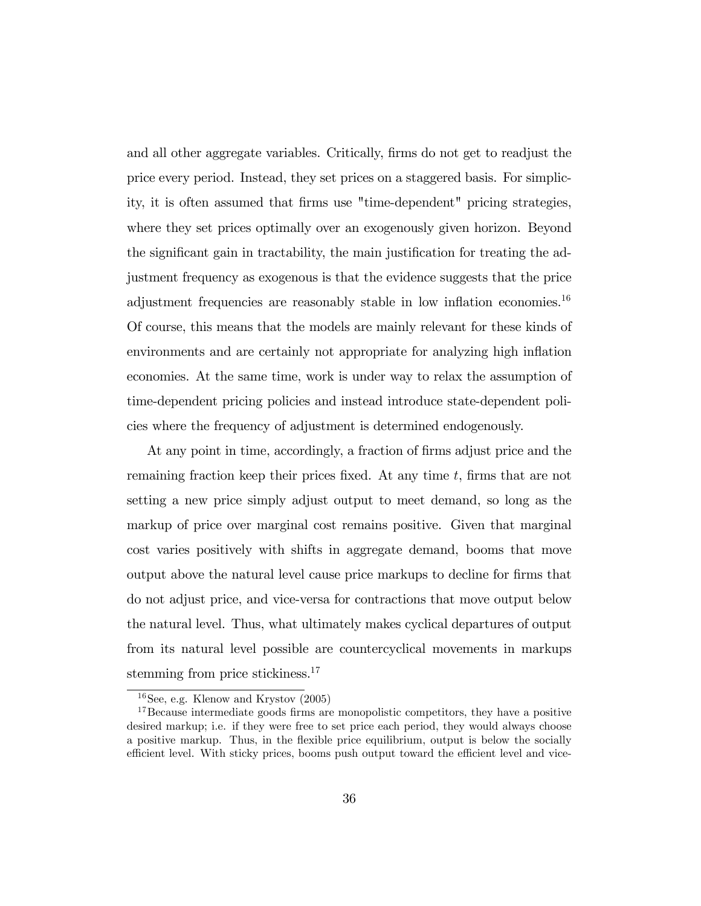and all other aggregate variables. Critically, firms do not get to readjust the price every period. Instead, they set prices on a staggered basis. For simplicity, it is often assumed that firms use "time-dependent" pricing strategies, where they set prices optimally over an exogenously given horizon. Beyond the significant gain in tractability, the main justification for treating the adjustment frequency as exogenous is that the evidence suggests that the price adjustment frequencies are reasonably stable in low inflation economies.[16] Of course, this means that the models are mainly relevant for these kinds of environments and are certainly not appropriate for analyzing high inflation economies. At the same time, work is under way to relax the assumption of time-dependent pricing policies and instead introduce state-dependent policies where the frequency of adjustment is determined endogenously.

At any point in time, accordingly, a fraction of firms adjust price and the remaining fraction keep their prices fixed. At any time $t$, firms that are not setting a new price simply adjust output to meet demand, so long as the markup of price over marginal cost remains positive. Given that marginal cost varies positively with shifts in aggregate demand, booms that move output above the natural level cause price markups to decline for firms that do not adjust price, and vice-versa for contractions that move output below the natural level. Thus, what ultimately makes cyclical departures of output from its natural level possible are countercyclical movements in markups stemming from price stickiness.[17]

[16] See, e.g. Klenow and Krystov (2005)

[17] Because intermediate goods firms are monopolistic competitors, they have a positive desired markup; i.e. if they were free to set price each period, they would always choose a positive markup. Thus, in the flexible price equilibrium, output is below the socially efficient level. With sticky prices, booms push output toward the efficient level and vice-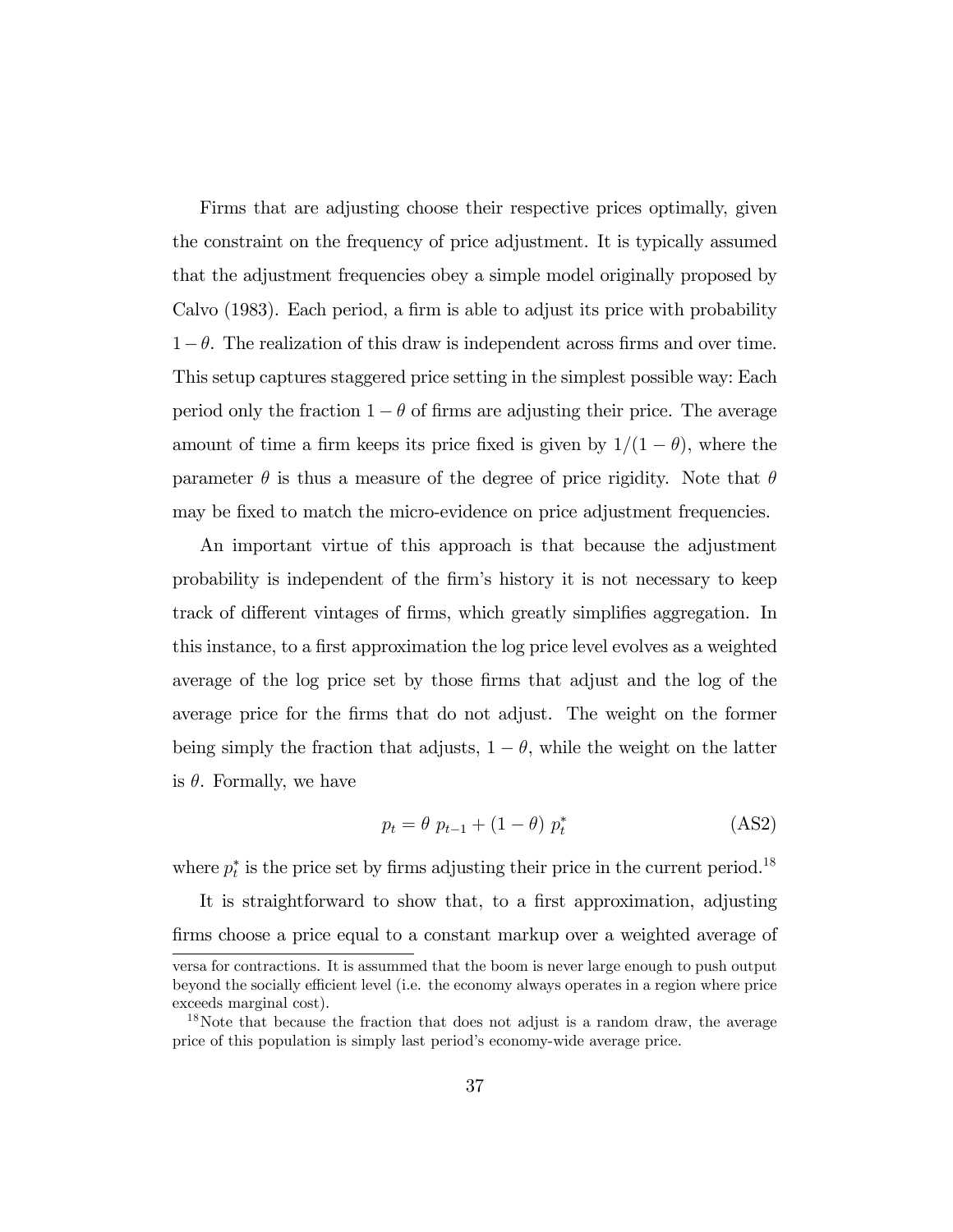Firms that are adjusting choose their respective prices optimally, given the constraint on the frequency of price adjustment. It is typically assumed that the adjustment frequencies obey a simple model originally proposed by Calvo (1983). Each period, a firm is able to adjust its price with probability $1-\theta$. The realization of this draw is independent across firms and over time. This setup captures staggered price setting in the simplest possible way: Each period only the fraction $1-\theta$ of firms are adjusting their price. The average amount of time a firm keeps its price fixed is given by $1/(1-\theta)$, where the parameter $\theta$ is thus a measure of the degree of price rigidity. Note that $\theta$ may be fixed to match the micro-evidence on price adjustment frequencies.

An important virtue of this approach is that because the adjustment probability is independent of the firm's history it is not necessary to keep track of different vintages of firms, which greatly simplifies aggregation. In this instance, to a first approximation the log price level evolves as a weighted average of the log price set by those firms that adjust and the log of the average price for the firms that do not adjust. The weight on the former being simply the fraction that adjusts, $1-\theta$, while the weight on the latter is $\theta$. Formally, we have

$$p_t = \theta \; p_{t-1} + (1-\theta) \; p_t^* \tag{AS2}$$

where $p_t^*$ is the price set by firms adjusting their price in the current period.[18]

It is straightforward to show that, to a first approximation, adjusting firms choose a price equal to a constant markup over a weighted average of

---

versa for contractions. It is assummed that the boom is never large enough to push output beyond the socially efficient level (i.e. the economy always operates in a region where price exceeds marginal cost).

[18] Note that because the fraction that does not adjust is a random draw, the average price of this population is simply last period's economy-wide average price.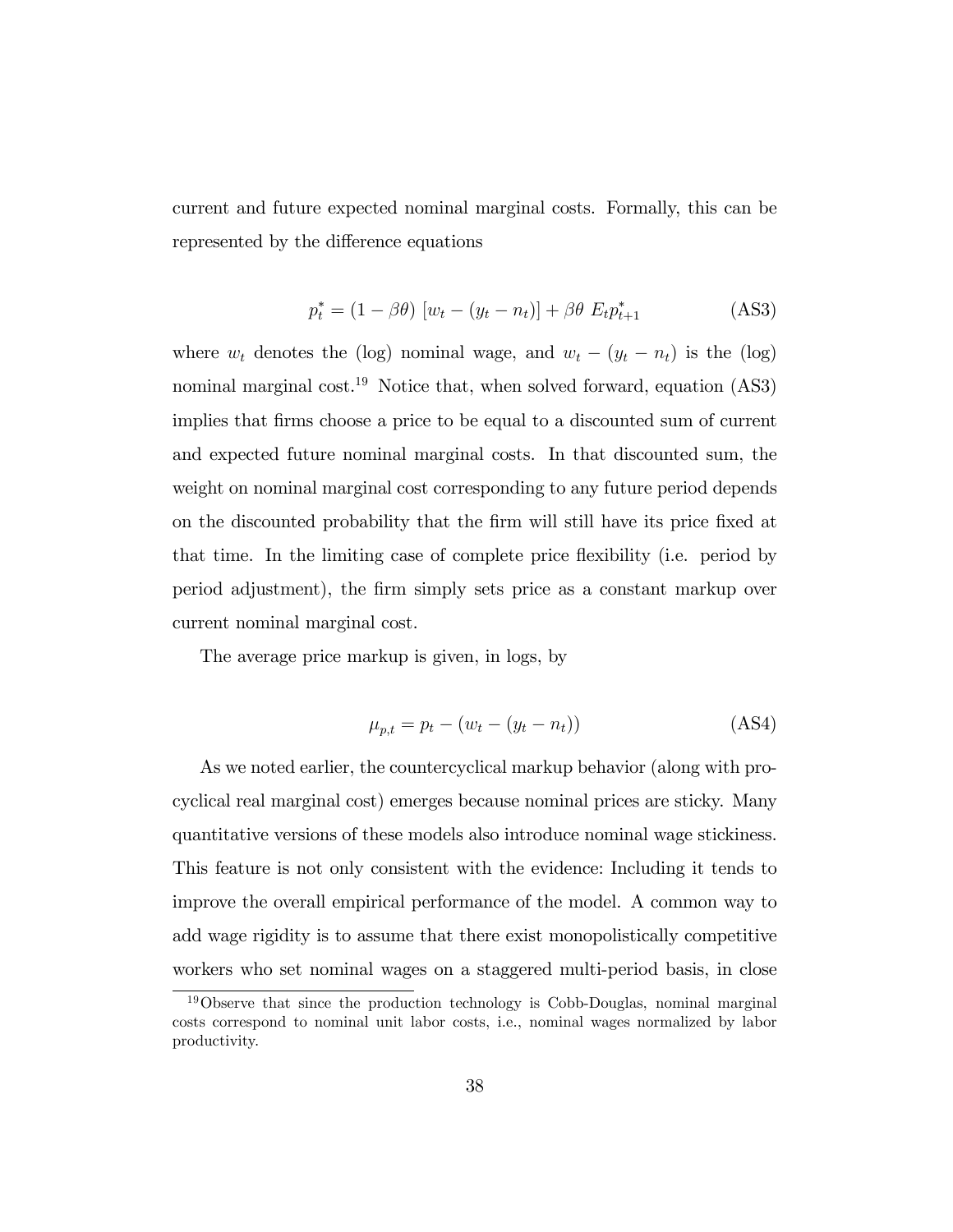current and future expected nominal marginal costs. Formally, this can be represented by the difference equations

$$p_t^* = (1 - \beta\theta)\ [w_t - (y_t - n_t)] + \beta\theta\ E_t p_{t+1}^* \tag{AS3}$$

where $w_t$ denotes the (log) nominal wage, and $w_t - (y_t - n_t)$ is the (log) nominal marginal cost.[19] Notice that, when solved forward, equation (AS3) implies that firms choose a price to be equal to a discounted sum of current and expected future nominal marginal costs. In that discounted sum, the weight on nominal marginal cost corresponding to any future period depends on the discounted probability that the firm will still have its price fixed at that time. In the limiting case of complete price flexibility (i.e. period by period adjustment), the firm simply sets price as a constant markup over current nominal marginal cost.

The average price markup is given, in logs, by

$$\mu_{p,t} = p_t - (w_t - (y_t - n_t)) \tag{AS4}$$

As we noted earlier, the countercyclical markup behavior (along with procyclical real marginal cost) emerges because nominal prices are sticky. Many quantitative versions of these models also introduce nominal wage stickiness. This feature is not only consistent with the evidence: Including it tends to improve the overall empirical performance of the model. A common way to add wage rigidity is to assume that there exist monopolistically competitive workers who set nominal wages on a staggered multi-period basis, in close

[19] Observe that since the production technology is Cobb-Douglas, nominal marginal costs correspond to nominal unit labor costs, i.e., nominal wages normalized by labor productivity.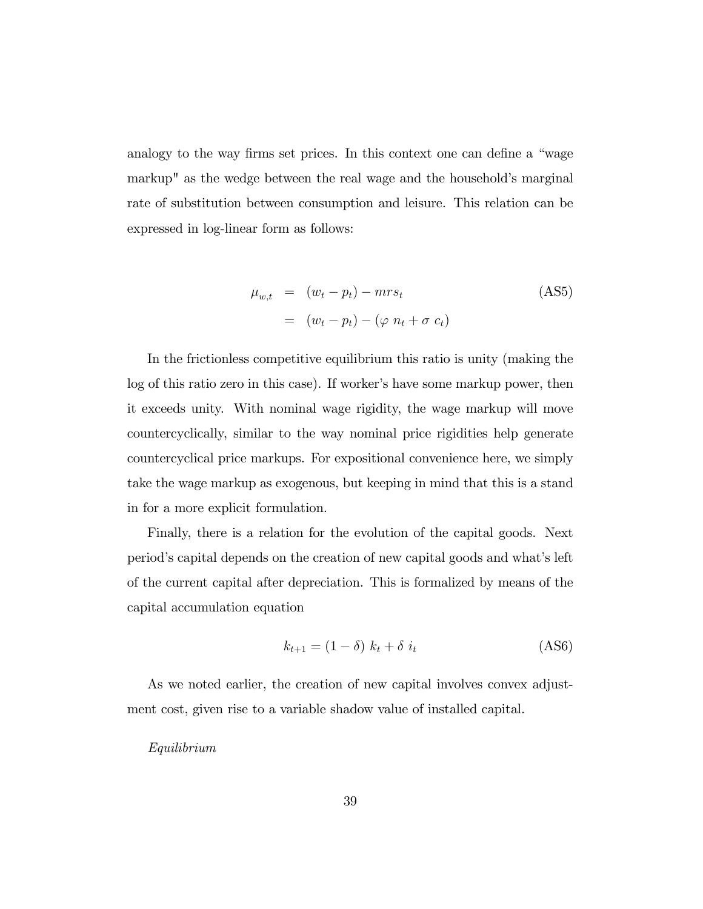analogy to the way firms set prices. In this context one can define a "wage markup" as the wedge between the real wage and the household's marginal rate of substitution between consumption and leisure. This relation can be expressed in log-linear form as follows:

$$\begin{aligned} \mu_{w,t} &= (w_t - p_t) - mrs_t \\ &= (w_t - p_t) - (\varphi \; n_t + \sigma \; c_t) \end{aligned} \tag{AS5}$$

In the frictionless competitive equilibrium this ratio is unity (making the log of this ratio zero in this case). If worker's have some markup power, then it exceeds unity. With nominal wage rigidity, the wage markup will move countercyclically, similar to the way nominal price rigidities help generate countercyclical price markups. For expositional convenience here, we simply take the wage markup as exogenous, but keeping in mind that this is a stand in for a more explicit formulation.

Finally, there is a relation for the evolution of the capital goods. Next period's capital depends on the creation of new capital goods and what's left of the current capital after depreciation. This is formalized by means of the capital accumulation equation

$$k_{t+1} = (1 - \delta) \; k_t + \delta \; i_t \tag{AS6}$$

As we noted earlier, the creation of new capital involves convex adjustment cost, given rise to a variable shadow value of installed capital.

*Equilibrium*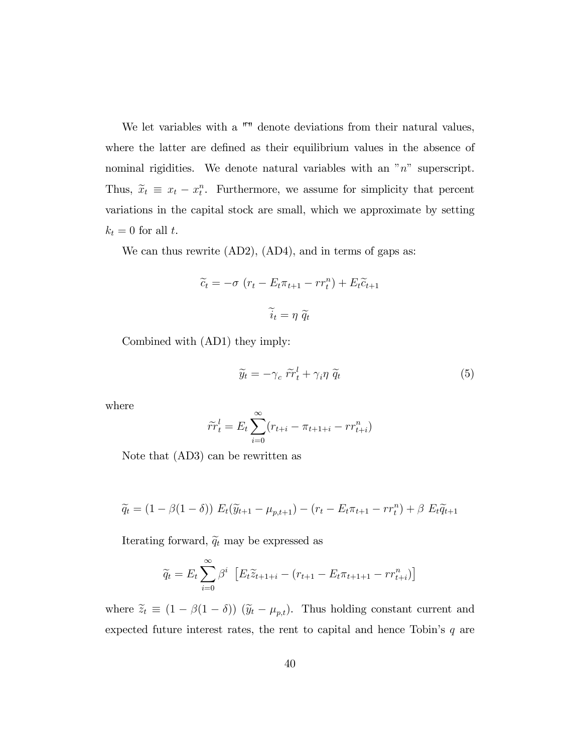We let variables with a "~" denote deviations from their natural values, where the latter are defined as their equilibrium values in the absence of nominal rigidities. We denote natural variables with an "$n$" superscript. Thus, $\widetilde{x}_t \equiv x_t - x_t^n$. Furthermore, we assume for simplicity that percent variations in the capital stock are small, which we approximate by setting $k_t = 0$ for all $t$.

We can thus rewrite (AD2), (AD4), and in terms of gaps as:

$$\widetilde{c}_t = -\sigma \ (r_t - E_t \pi_{t+1} - rr_t^n) + E_t \widetilde{c}_{t+1}$$

$$\widetilde{i}_t = \eta \ \widetilde{q}_t$$

Combined with (AD1) they imply:

$$\widetilde{y}_t = -\gamma_c \ \widetilde{rr}_t^l + \gamma_i \eta \ \widetilde{q}_t \tag{5}$$

where

$$\widetilde{rr}_t^l = E_t \sum_{i=0}^{\infty} (r_{t+i} - \pi_{t+1+i} - rr_{t+i}^n)$$

Note that (AD3) can be rewritten as

$$\widetilde{q}_t = (1 - \beta(1-\delta)) \ E_t(\widetilde{y}_{t+1} - \mu_{p,t+1}) - (r_t - E_t \pi_{t+1} - rr_t^n) + \beta \ E_t \widetilde{q}_{t+1}$$

Iterating forward, $\widetilde{q}_t$ may be expressed as

$$\widetilde{q}_t = E_t \sum_{i=0}^{\infty} \beta^i \ \left[ E_t \widetilde{z}_{t+1+i} - (r_{t+1} - E_t \pi_{t+1+1} - rr_{t+i}^n) \right]$$

where $\widetilde{z}_t \equiv (1 - \beta(1-\delta)) \ (\widetilde{y}_t - \mu_{p,t})$. Thus holding constant current and expected future interest rates, the rent to capital and hence Tobin's $q$ are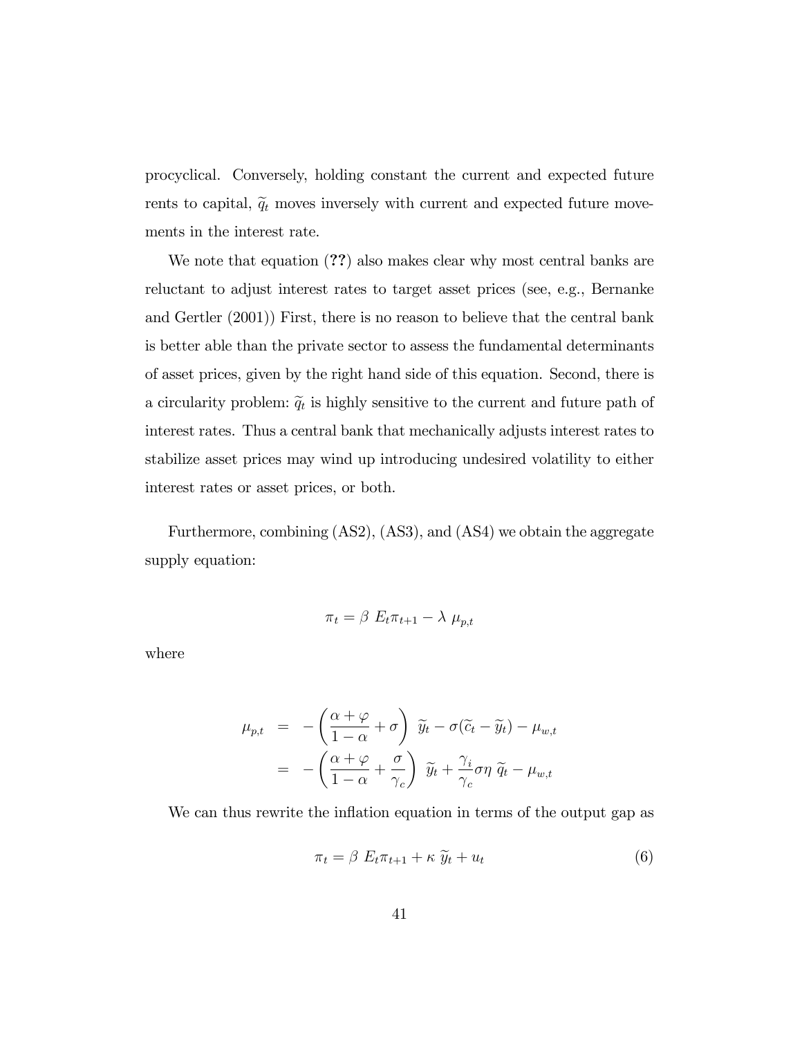procyclical. Conversely, holding constant the current and expected future rents to capital, $\widetilde{q}_t$ moves inversely with current and expected future movements in the interest rate.

We note that equation (**??**) also makes clear why most central banks are reluctant to adjust interest rates to target asset prices (see, e.g., Bernanke and Gertler (2001)) First, there is no reason to believe that the central bank is better able than the private sector to assess the fundamental determinants of asset prices, given by the right hand side of this equation. Second, there is a circularity problem: $\widetilde{q}_t$ is highly sensitive to the current and future path of interest rates. Thus a central bank that mechanically adjusts interest rates to stabilize asset prices may wind up introducing undesired volatility to either interest rates or asset prices, or both.

Furthermore, combining (AS2), (AS3), and (AS4) we obtain the aggregate supply equation:

$$\pi_t = \beta \ E_t \pi_{t+1} - \lambda \ \mu_{p,t}$$

where

$$\begin{aligned}
\mu_{p,t} &= -\left(\frac{\alpha+\varphi}{1-\alpha}+\sigma\right) \ \widetilde{y}_t - \sigma(\widetilde{c}_t - \widetilde{y}_t) - \mu_{w,t} \\
&= -\left(\frac{\alpha+\varphi}{1-\alpha}+\frac{\sigma}{\gamma_c}\right) \ \widetilde{y}_t + \frac{\gamma_i}{\gamma_c}\sigma\eta \ \widetilde{q}_t - \mu_{w,t}
\end{aligned}$$

We can thus rewrite the inflation equation in terms of the output gap as

$$\pi_t = \beta \ E_t \pi_{t+1} + \kappa \ \widetilde{y}_t + u_t \tag{6}$$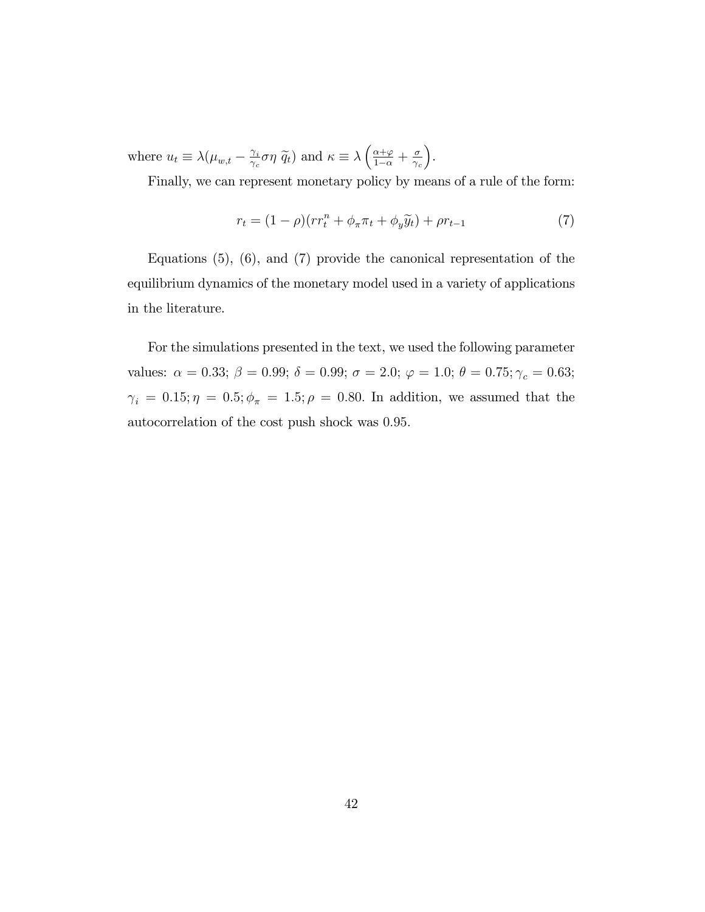where $u_t \equiv \lambda(\mu_{w,t} - \frac{\gamma_i}{\gamma_c}\sigma\eta\ \widetilde{q}_t)$ and $\kappa \equiv \lambda\left(\frac{\alpha+\varphi}{1-\alpha} + \frac{\sigma}{\gamma_c}\right)$.

Finally, we can represent monetary policy by means of a rule of the form:

$$r_t = (1-\rho)(rr_t^n + \phi_\pi \pi_t + \phi_y \widetilde{y}_t) + \rho r_{t-1} \tag{7}$$

Equations (5), (6), and (7) provide the canonical representation of the equilibrium dynamics of the monetary model used in a variety of applications in the literature.

For the simulations presented in the text, we used the following parameter values: $\alpha = 0.33$; $\beta = 0.99$; $\delta = 0.99$; $\sigma = 2.0$; $\varphi = 1.0$; $\theta = 0.75; \gamma_c = 0.63$; $\gamma_i = 0.15; \eta = 0.5; \phi_\pi = 1.5; \rho = 0.80$. In addition, we assumed that the autocorrelation of the cost push shock was 0.95.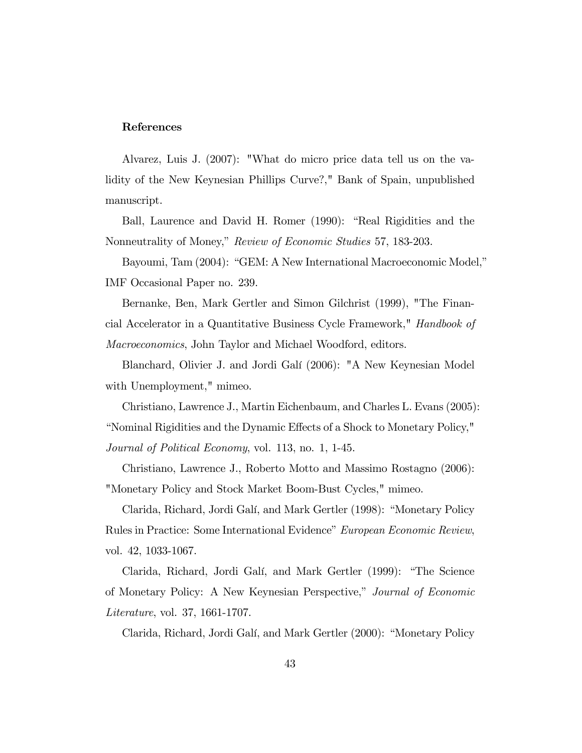**References**

Alvarez, Luis J. (2007): "What do micro price data tell us on the validity of the New Keynesian Phillips Curve?," Bank of Spain, unpublished manuscript.

Ball, Laurence and David H. Romer (1990): "Real Rigidities and the Nonneutrality of Money," *Review of Economic Studies* 57, 183-203.

Bayoumi, Tam (2004): "GEM: A New International Macroeconomic Model," IMF Occasional Paper no. 239.

Bernanke, Ben, Mark Gertler and Simon Gilchrist (1999), "The Financial Accelerator in a Quantitative Business Cycle Framework," *Handbook of Macroeconomics*, John Taylor and Michael Woodford, editors.

Blanchard, Olivier J. and Jordi Galí (2006): "A New Keynesian Model with Unemployment," mimeo.

Christiano, Lawrence J., Martin Eichenbaum, and Charles L. Evans (2005): "Nominal Rigidities and the Dynamic Effects of a Shock to Monetary Policy," *Journal of Political Economy*, vol. 113, no. 1, 1-45.

Christiano, Lawrence J., Roberto Motto and Massimo Rostagno (2006): "Monetary Policy and Stock Market Boom-Bust Cycles," mimeo.

Clarida, Richard, Jordi Galí, and Mark Gertler (1998): "Monetary Policy Rules in Practice: Some International Evidence" *European Economic Review*, vol. 42, 1033-1067.

Clarida, Richard, Jordi Galí, and Mark Gertler (1999): "The Science of Monetary Policy: A New Keynesian Perspective," *Journal of Economic Literature*, vol. 37, 1661-1707.

Clarida, Richard, Jordi Galí, and Mark Gertler (2000): "Monetary Policy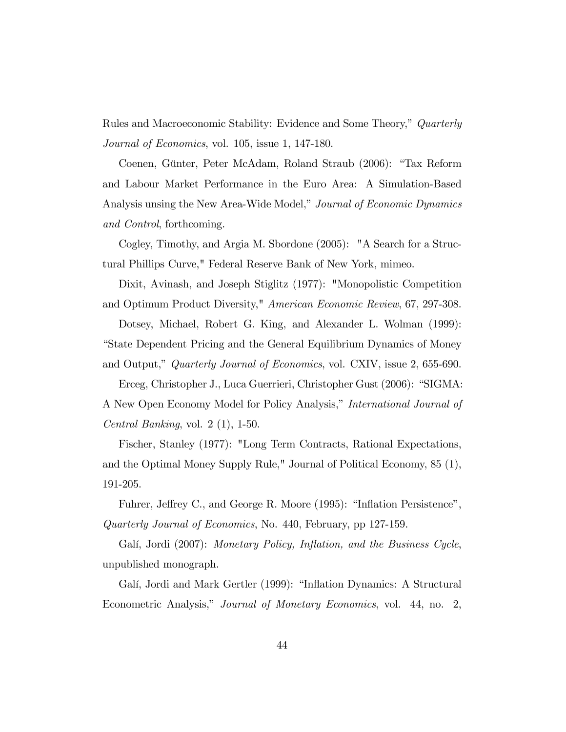Rules and Macroeconomic Stability: Evidence and Some Theory," *Quarterly Journal of Economics*, vol. 105, issue 1, 147-180.

Coenen, Günter, Peter McAdam, Roland Straub (2006): "Tax Reform and Labour Market Performance in the Euro Area: A Simulation-Based Analysis unsing the New Area-Wide Model," *Journal of Economic Dynamics and Control*, forthcoming.

Cogley, Timothy, and Argia M. Sbordone (2005): "A Search for a Structural Phillips Curve," Federal Reserve Bank of New York, mimeo.

Dixit, Avinash, and Joseph Stiglitz (1977): "Monopolistic Competition and Optimum Product Diversity," *American Economic Review*, 67, 297-308.

Dotsey, Michael, Robert G. King, and Alexander L. Wolman (1999): "State Dependent Pricing and the General Equilibrium Dynamics of Money and Output," *Quarterly Journal of Economics*, vol. CXIV, issue 2, 655-690.

Erceg, Christopher J., Luca Guerrieri, Christopher Gust (2006): "SIGMA: A New Open Economy Model for Policy Analysis," *International Journal of Central Banking*, vol. 2 (1), 1-50.

Fischer, Stanley (1977): "Long Term Contracts, Rational Expectations, and the Optimal Money Supply Rule," Journal of Political Economy, 85 (1), 191-205.

Fuhrer, Jeffrey C., and George R. Moore (1995): "Inflation Persistence", *Quarterly Journal of Economics*, No. 440, February, pp 127-159.

Galí, Jordi (2007): *Monetary Policy, Inflation, and the Business Cycle*, unpublished monograph.

Galí, Jordi and Mark Gertler (1999): "Inflation Dynamics: A Structural Econometric Analysis," *Journal of Monetary Economics*, vol. 44, no. 2,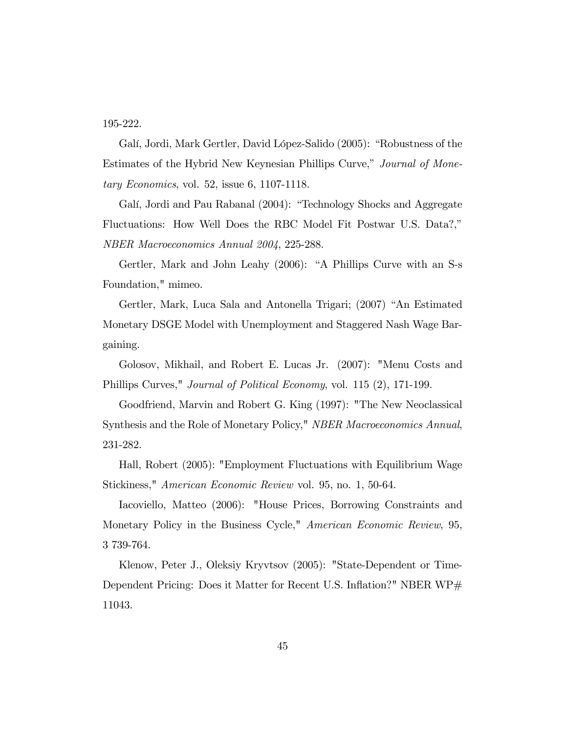195-222.

Galí, Jordi, Mark Gertler, David López-Salido (2005): "Robustness of the Estimates of the Hybrid New Keynesian Phillips Curve," *Journal of Monetary Economics*, vol. 52, issue 6, 1107-1118.

Galí, Jordi and Pau Rabanal (2004): "Technology Shocks and Aggregate Fluctuations: How Well Does the RBC Model Fit Postwar U.S. Data?," *NBER Macroeconomics Annual 2004*, 225-288.

Gertler, Mark and John Leahy (2006): "A Phillips Curve with an S-s Foundation," mimeo.

Gertler, Mark, Luca Sala and Antonella Trigari; (2007) "An Estimated Monetary DSGE Model with Unemployment and Staggered Nash Wage Bargaining.

Golosov, Mikhail, and Robert E. Lucas Jr. (2007): "Menu Costs and Phillips Curves," *Journal of Political Economy*, vol. 115 (2), 171-199.

Goodfriend, Marvin and Robert G. King (1997): "The New Neoclassical Synthesis and the Role of Monetary Policy," *NBER Macroeconomics Annual*, 231-282.

Hall, Robert (2005): "Employment Fluctuations with Equilibrium Wage Stickiness," *American Economic Review* vol. 95, no. 1, 50-64.

Iacoviello, Matteo (2006): "House Prices, Borrowing Constraints and Monetary Policy in the Business Cycle," *American Economic Review*, 95, 3 739-764.

Klenow, Peter J., Oleksiy Kryvtsov (2005): "State-Dependent or Time-Dependent Pricing: Does it Matter for Recent U.S. Inflation?" NBER WP# 11043.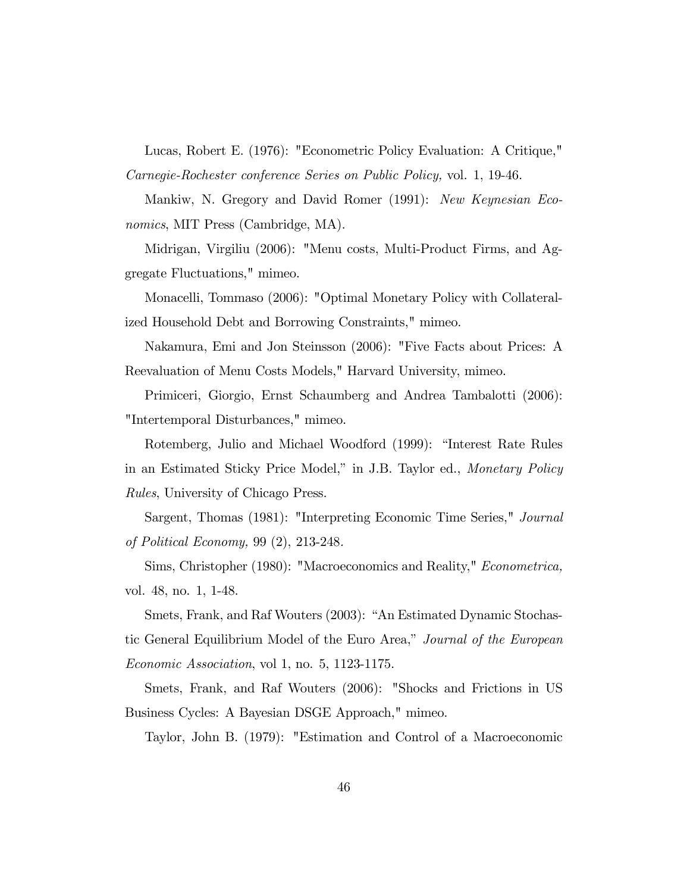Lucas, Robert E. (1976): "Econometric Policy Evaluation: A Critique," *Carnegie-Rochester conference Series on Public Policy,* vol. 1, 19-46.

Mankiw, N. Gregory and David Romer (1991): *New Keynesian Economics*, MIT Press (Cambridge, MA).

Midrigan, Virgiliu (2006): "Menu costs, Multi-Product Firms, and Aggregate Fluctuations," mimeo.

Monacelli, Tommaso (2006): "Optimal Monetary Policy with Collateralized Household Debt and Borrowing Constraints," mimeo.

Nakamura, Emi and Jon Steinsson (2006): "Five Facts about Prices: A Reevaluation of Menu Costs Models," Harvard University, mimeo.

Primiceri, Giorgio, Ernst Schaumberg and Andrea Tambalotti (2006): "Intertemporal Disturbances," mimeo.

Rotemberg, Julio and Michael Woodford (1999): "Interest Rate Rules in an Estimated Sticky Price Model," in J.B. Taylor ed., *Monetary Policy Rules*, University of Chicago Press.

Sargent, Thomas (1981): "Interpreting Economic Time Series," *Journal of Political Economy,* 99 (2), 213-248.

Sims, Christopher (1980): "Macroeconomics and Reality," *Econometrica,* vol. 48, no. 1, 1-48.

Smets, Frank, and Raf Wouters (2003): "An Estimated Dynamic Stochastic General Equilibrium Model of the Euro Area," *Journal of the European Economic Association*, vol 1, no. 5, 1123-1175.

Smets, Frank, and Raf Wouters (2006): "Shocks and Frictions in US Business Cycles: A Bayesian DSGE Approach," mimeo.

Taylor, John B. (1979): "Estimation and Control of a Macroeconomic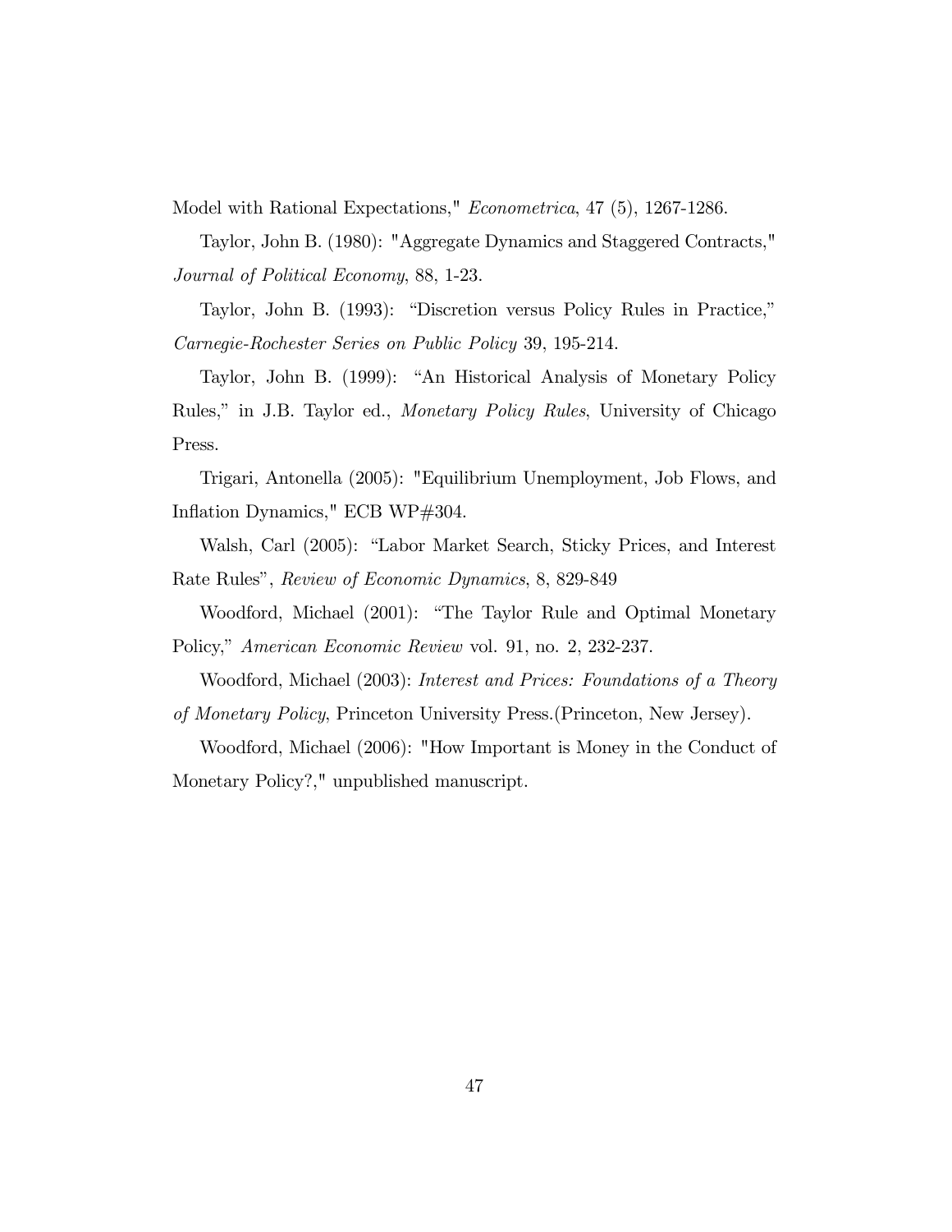Model with Rational Expectations," *Econometrica*, 47 (5), 1267-1286.

Taylor, John B. (1980): "Aggregate Dynamics and Staggered Contracts," *Journal of Political Economy*, 88, 1-23.

Taylor, John B. (1993): "Discretion versus Policy Rules in Practice," *Carnegie-Rochester Series on Public Policy* 39, 195-214.

Taylor, John B. (1999): "An Historical Analysis of Monetary Policy Rules," in J.B. Taylor ed., *Monetary Policy Rules*, University of Chicago Press.

Trigari, Antonella (2005): "Equilibrium Unemployment, Job Flows, and Inflation Dynamics," ECB WP#304.

Walsh, Carl (2005): "Labor Market Search, Sticky Prices, and Interest Rate Rules", *Review of Economic Dynamics*, 8, 829-849

Woodford, Michael (2001): "The Taylor Rule and Optimal Monetary Policy," *American Economic Review* vol. 91, no. 2, 232-237.

Woodford, Michael (2003): *Interest and Prices: Foundations of a Theory of Monetary Policy*, Princeton University Press.(Princeton, New Jersey).

Woodford, Michael (2006): "How Important is Money in the Conduct of Monetary Policy?," unpublished manuscript.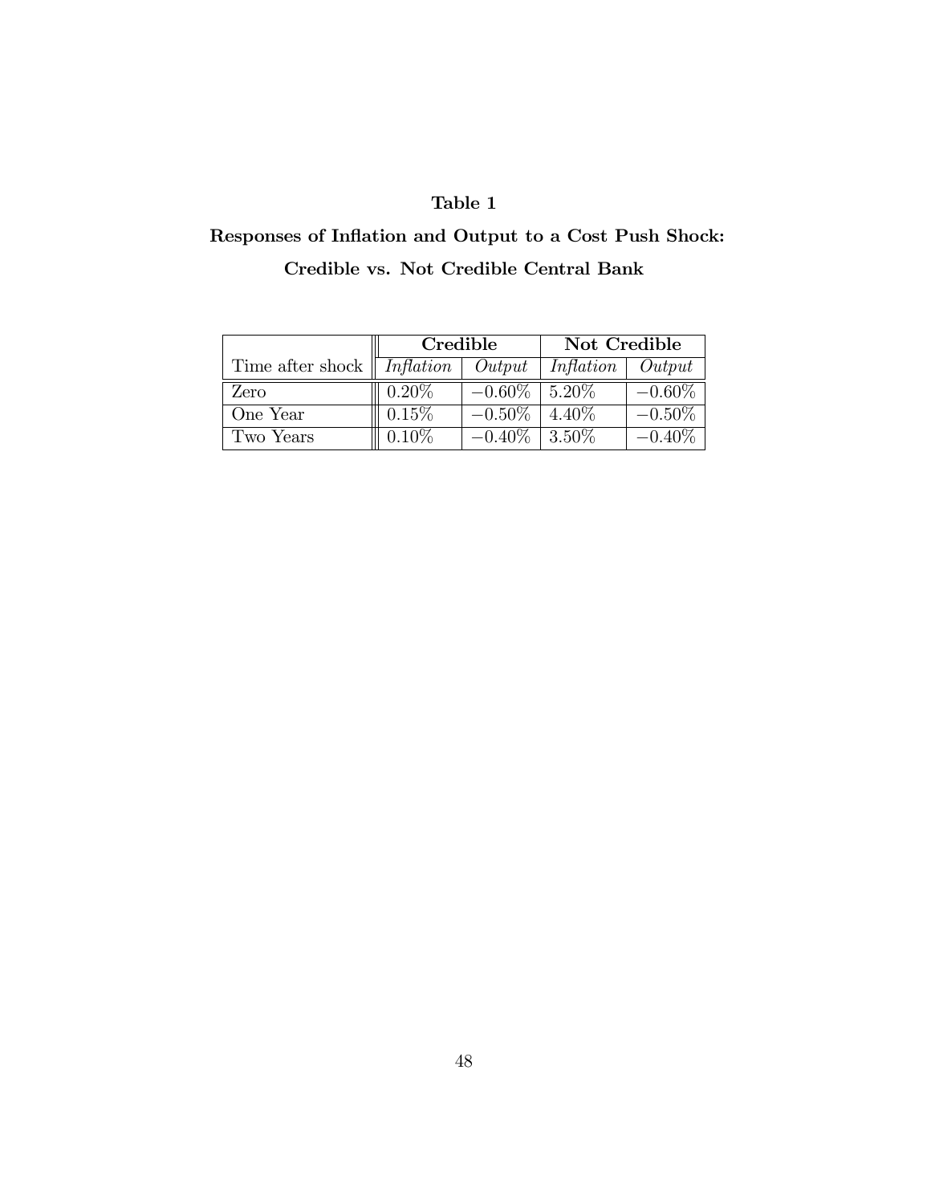**Table 1**

**Responses of Inflation and Output to a Cost Push Shock:**

**Credible vs. Not Credible Central Bank**

| | **Credible** | | **Not Credible** | |
|---|---|---|---|---|
| Time after shock | *Inflation* | *Output* | *Inflation* | *Output* |
| Zero | 0.20% | −0.60% | 5.20% | −0.60% |
| One Year | 0.15% | −0.50% | 4.40% | −0.50% |
| Two Years | 0.10% | −0.40% | 3.50% | −0.40% |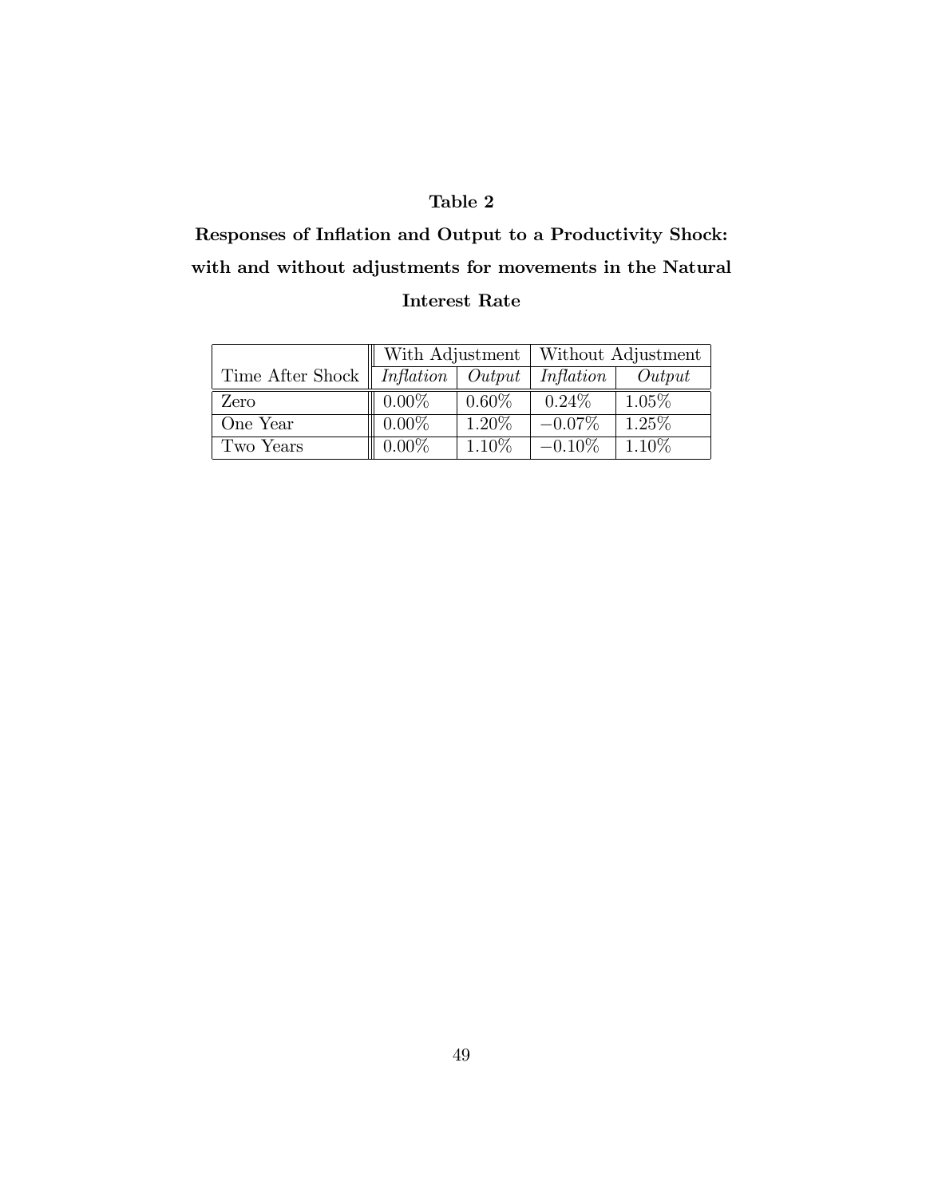**Table 2**

**Responses of Inflation and Output to a Productivity Shock: with and without adjustments for movements in the Natural Interest Rate**

| | With Adjustment | | Without Adjustment | |
|---|---|---|---|---|
| Time After Shock | *Inflation* | *Output* | *Inflation* | *Output* |
| Zero | 0.00% | 0.60% | 0.24% | 1.05% |
| One Year | 0.00% | 1.20% | −0.07% | 1.25% |
| Two Years | 0.00% | 1.10% | −0.10% | 1.10% |